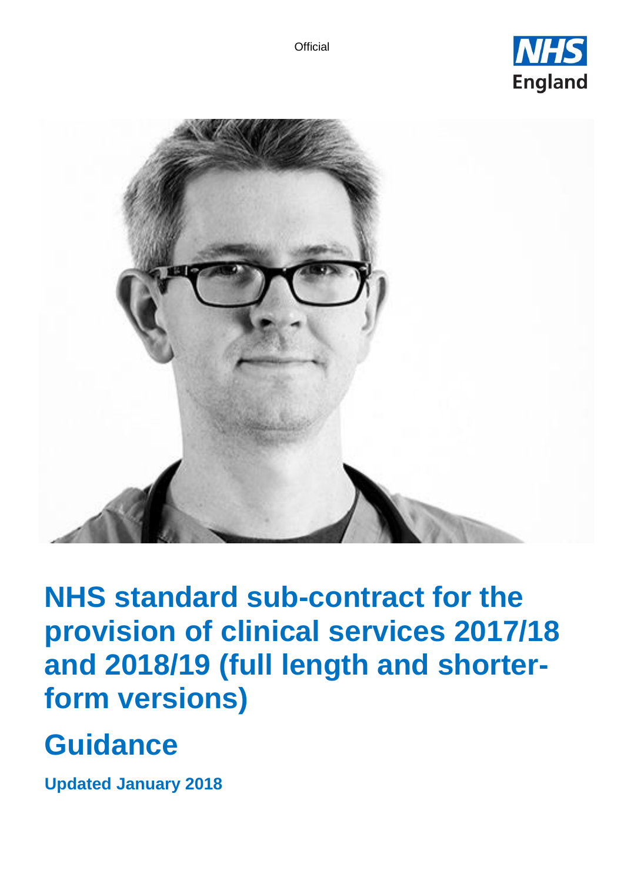Official

NHS England

# NHS standard sub-contract for the provision of clinical services 2017/18 and 2018/19 (full length and shorter-form versions)

## Guidance

**Updated January 2018**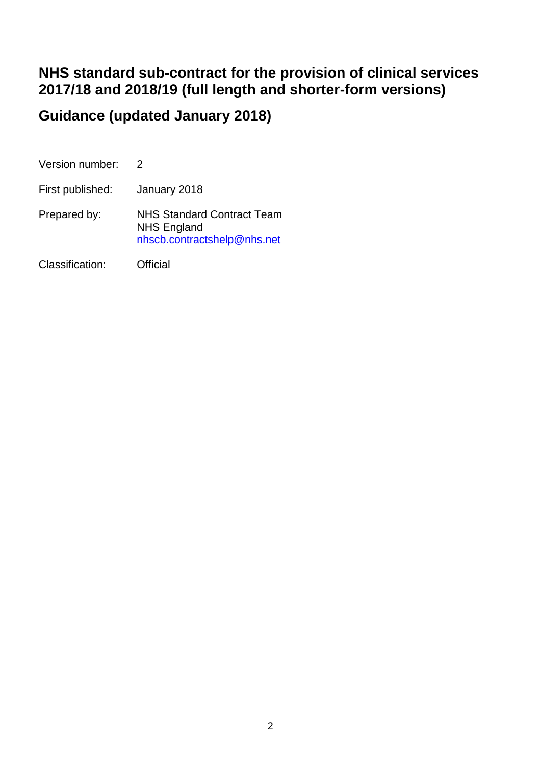# NHS standard sub-contract for the provision of clinical services 2017/18 and 2018/19 (full length and shorter-form versions)

## Guidance (updated January 2018)

Version number: 2

First published: January 2018

Prepared by: NHS Standard Contract Team
NHS England
nhscb.contractshelp@nhs.net

Classification: Official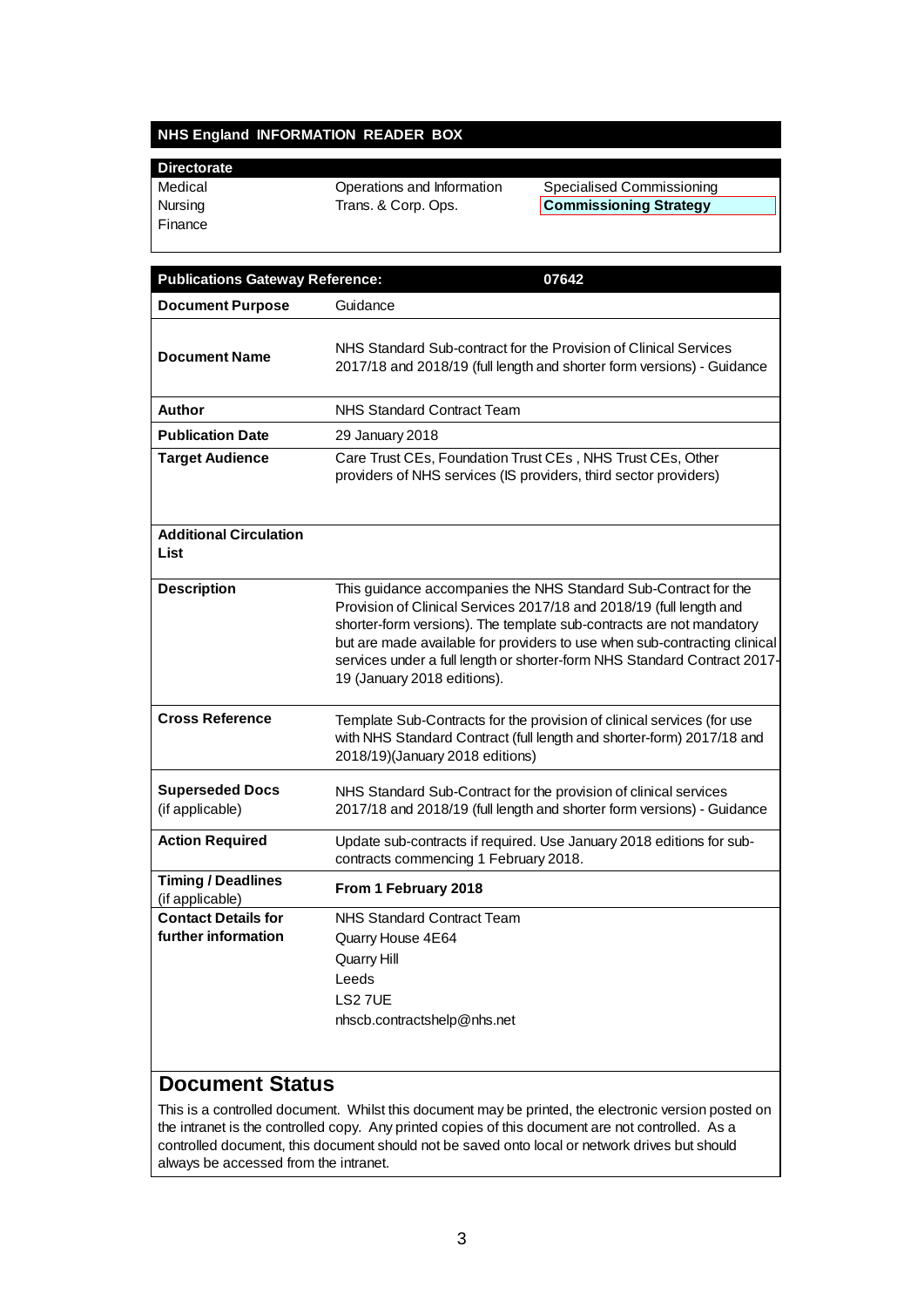## NHS England INFORMATION READER BOX

| Directorate | | |
|---|---|---|
| Medical | Operations and Information | Specialised Commissioning |
| Nursing | Trans. & Corp. Ops. | **Commissioning Strategy** |
| Finance | | |

| Publications Gateway Reference: | 07642 |
|---|---|
| **Document Purpose** | Guidance |
| **Document Name** | NHS Standard Sub-contract for the Provision of Clinical Services 2017/18 and 2018/19 (full length and shorter form versions) - Guidance |
| **Author** | NHS Standard Contract Team |
| **Publication Date** | 29 January 2018 |
| **Target Audience** | Care Trust CEs, Foundation Trust CEs , NHS Trust CEs, Other providers of NHS services (IS providers, third sector providers) |
| **Additional Circulation List** | |
| **Description** | This guidance accompanies the NHS Standard Sub-Contract for the Provision of Clinical Services 2017/18 and 2018/19 (full length and shorter-form versions). The template sub-contracts are not mandatory but are made available for providers to use when sub-contracting clinical services under a full length or shorter-form NHS Standard Contract 2017-19 (January 2018 editions). |
| **Cross Reference** | Template Sub-Contracts for the provision of clinical services (for use with NHS Standard Contract (full length and shorter-form) 2017/18 and 2018/19)(January 2018 editions) |
| **Superseded Docs** (if applicable) | NHS Standard Sub-Contract for the provision of clinical services 2017/18 and 2018/19 (full length and shorter form versions) - Guidance |
| **Action Required** | Update sub-contracts if required. Use January 2018 editions for sub-contracts commencing 1 February 2018. |
| **Timing / Deadlines** (if applicable) | **From 1 February 2018** |
| **Contact Details for further information** | NHS Standard Contract Team<br>Quarry House 4E64<br>Quarry Hill<br>Leeds<br>LS2 7UE<br>nhscb.contractshelp@nhs.net |

## Document Status

This is a controlled document. Whilst this document may be printed, the electronic version posted on the intranet is the controlled copy. Any printed copies of this document are not controlled. As a controlled document, this document should not be saved onto local or network drives but should always be accessed from the intranet.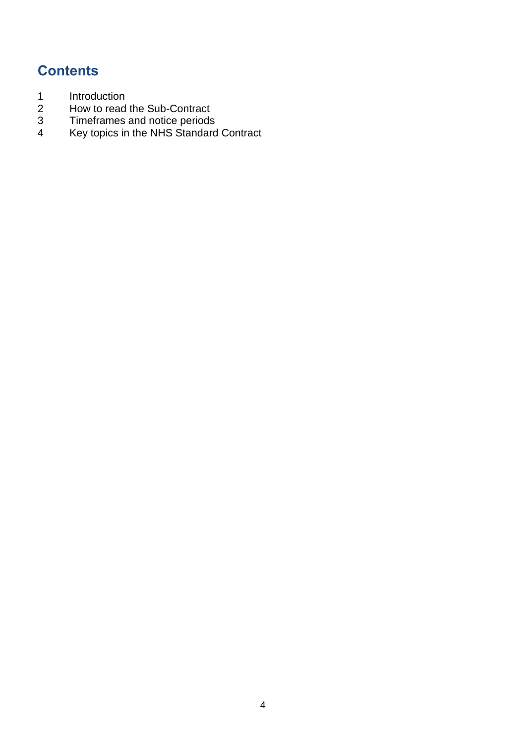## Contents

1 Introduction
2 How to read the Sub-Contract
3 Timeframes and notice periods
4 Key topics in the NHS Standard Contract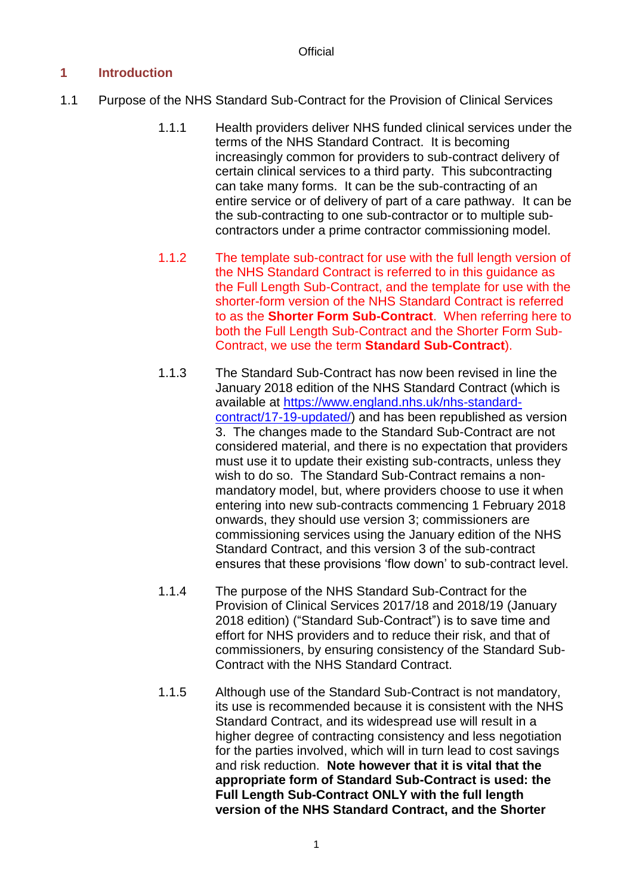# 1 Introduction

1.1 Purpose of the NHS Standard Sub-Contract for the Provision of Clinical Services

1.1.1 Health providers deliver NHS funded clinical services under the terms of the NHS Standard Contract. It is becoming increasingly common for providers to sub-contract delivery of certain clinical services to a third party. This subcontracting can take many forms. It can be the sub-contracting of an entire service or of delivery of part of a care pathway. It can be the sub-contracting to one sub-contractor or to multiple sub-contractors under a prime contractor commissioning model.

1.1.2 The template sub-contract for use with the full length version of the NHS Standard Contract is referred to in this guidance as the Full Length Sub-Contract, and the template for use with the shorter-form version of the NHS Standard Contract is referred to as the **Shorter Form Sub-Contract**. When referring here to both the Full Length Sub-Contract and the Shorter Form Sub-Contract, we use the term **Standard Sub-Contract**).

1.1.3 The Standard Sub-Contract has now been revised in line the January 2018 edition of the NHS Standard Contract (which is available at [https://www.england.nhs.uk/nhs-standard-contract/17-19-updated/](https://www.england.nhs.uk/nhs-standard-contract/17-19-updated/)) and has been republished as version 3. The changes made to the Standard Sub-Contract are not considered material, and there is no expectation that providers must use it to update their existing sub-contracts, unless they wish to do so. The Standard Sub-Contract remains a non-mandatory model, but, where providers choose to use it when entering into new sub-contracts commencing 1 February 2018 onwards, they should use version 3; commissioners are commissioning services using the January edition of the NHS Standard Contract, and this version 3 of the sub-contract ensures that these provisions 'flow down' to sub-contract level.

1.1.4 The purpose of the NHS Standard Sub-Contract for the Provision of Clinical Services 2017/18 and 2018/19 (January 2018 edition) ("Standard Sub-Contract") is to save time and effort for NHS providers and to reduce their risk, and that of commissioners, by ensuring consistency of the Standard Sub-Contract with the NHS Standard Contract.

1.1.5 Although use of the Standard Sub-Contract is not mandatory, its use is recommended because it is consistent with the NHS Standard Contract, and its widespread use will result in a higher degree of contracting consistency and less negotiation for the parties involved, which will in turn lead to cost savings and risk reduction. **Note however that it is vital that the appropriate form of Standard Sub-Contract is used: the Full Length Sub-Contract ONLY with the full length version of the NHS Standard Contract, and the Shorter**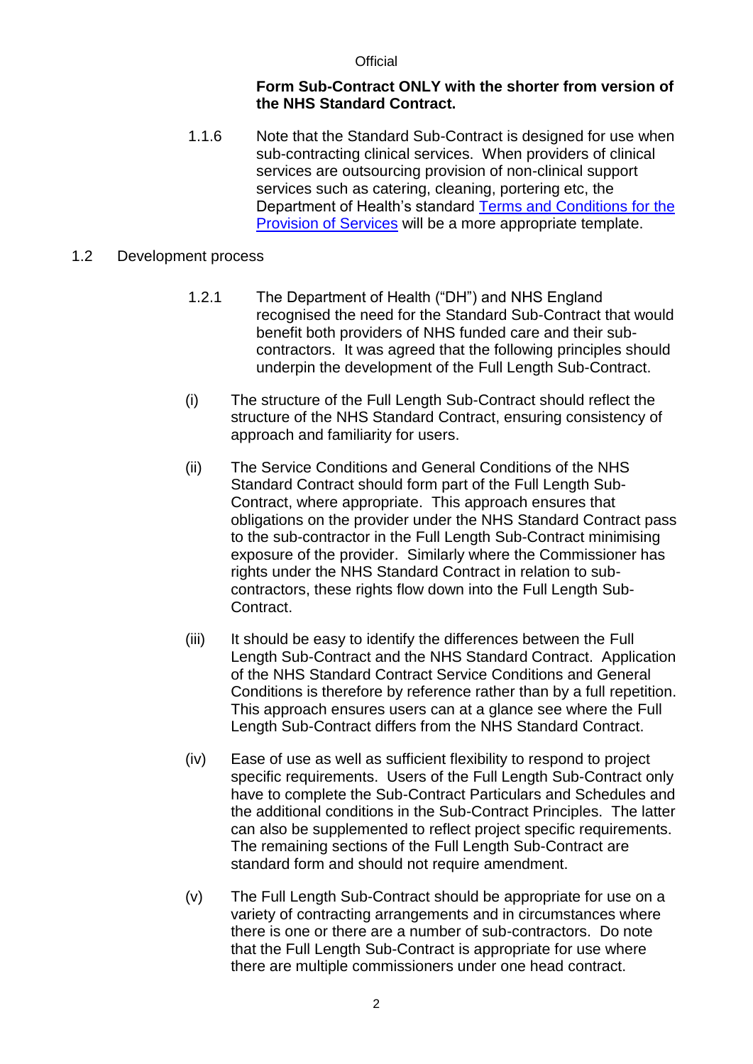**Form Sub-Contract ONLY with the shorter from version of the NHS Standard Contract.**

1.1.6 Note that the Standard Sub-Contract is designed for use when sub-contracting clinical services. When providers of clinical services are outsourcing provision of non-clinical support services such as catering, cleaning, portering etc, the Department of Health's standard [Terms and Conditions for the Provision of Services]() will be a more appropriate template.

1.2 Development process

1.2.1 The Department of Health ("DH") and NHS England recognised the need for the Standard Sub-Contract that would benefit both providers of NHS funded care and their sub-contractors. It was agreed that the following principles should underpin the development of the Full Length Sub-Contract.

(i) The structure of the Full Length Sub-Contract should reflect the structure of the NHS Standard Contract, ensuring consistency of approach and familiarity for users.

(ii) The Service Conditions and General Conditions of the NHS Standard Contract should form part of the Full Length Sub-Contract, where appropriate. This approach ensures that obligations on the provider under the NHS Standard Contract pass to the sub-contractor in the Full Length Sub-Contract minimising exposure of the provider. Similarly where the Commissioner has rights under the NHS Standard Contract in relation to sub-contractors, these rights flow down into the Full Length Sub-Contract.

(iii) It should be easy to identify the differences between the Full Length Sub-Contract and the NHS Standard Contract. Application of the NHS Standard Contract Service Conditions and General Conditions is therefore by reference rather than by a full repetition. This approach ensures users can at a glance see where the Full Length Sub-Contract differs from the NHS Standard Contract.

(iv) Ease of use as well as sufficient flexibility to respond to project specific requirements. Users of the Full Length Sub-Contract only have to complete the Sub-Contract Particulars and Schedules and the additional conditions in the Sub-Contract Principles. The latter can also be supplemented to reflect project specific requirements. The remaining sections of the Full Length Sub-Contract are standard form and should not require amendment.

(v) The Full Length Sub-Contract should be appropriate for use on a variety of contracting arrangements and in circumstances where there is one or there are a number of sub-contractors. Do note that the Full Length Sub-Contract is appropriate for use where there are multiple commissioners under one head contract.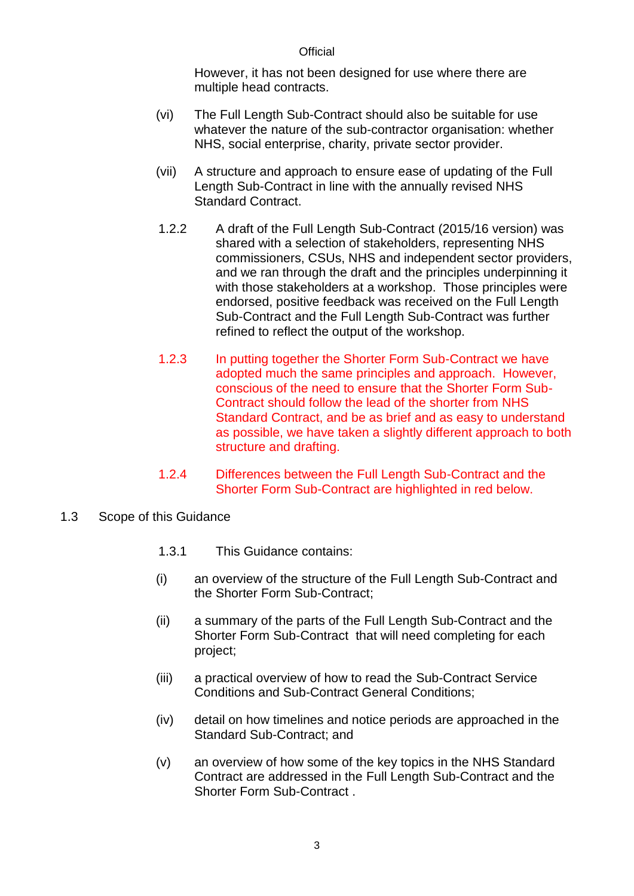However, it has not been designed for use where there are multiple head contracts.

(vi) The Full Length Sub-Contract should also be suitable for use whatever the nature of the sub-contractor organisation: whether NHS, social enterprise, charity, private sector provider.

(vii) A structure and approach to ensure ease of updating of the Full Length Sub-Contract in line with the annually revised NHS Standard Contract.

1.2.2 A draft of the Full Length Sub-Contract (2015/16 version) was shared with a selection of stakeholders, representing NHS commissioners, CSUs, NHS and independent sector providers, and we ran through the draft and the principles underpinning it with those stakeholders at a workshop. Those principles were endorsed, positive feedback was received on the Full Length Sub-Contract and the Full Length Sub-Contract was further refined to reflect the output of the workshop.

1.2.3 In putting together the Shorter Form Sub-Contract we have adopted much the same principles and approach. However, conscious of the need to ensure that the Shorter Form Sub-Contract should follow the lead of the shorter from NHS Standard Contract, and be as brief and as easy to understand as possible, we have taken a slightly different approach to both structure and drafting.

1.2.4 Differences between the Full Length Sub-Contract and the Shorter Form Sub-Contract are highlighted in red below.

## 1.3 Scope of this Guidance

1.3.1 This Guidance contains:

(i) an overview of the structure of the Full Length Sub-Contract and the Shorter Form Sub-Contract;

(ii) a summary of the parts of the Full Length Sub-Contract and the Shorter Form Sub-Contract that will need completing for each project;

(iii) a practical overview of how to read the Sub-Contract Service Conditions and Sub-Contract General Conditions;

(iv) detail on how timelines and notice periods are approached in the Standard Sub-Contract; and

(v) an overview of how some of the key topics in the NHS Standard Contract are addressed in the Full Length Sub-Contract and the Shorter Form Sub-Contract .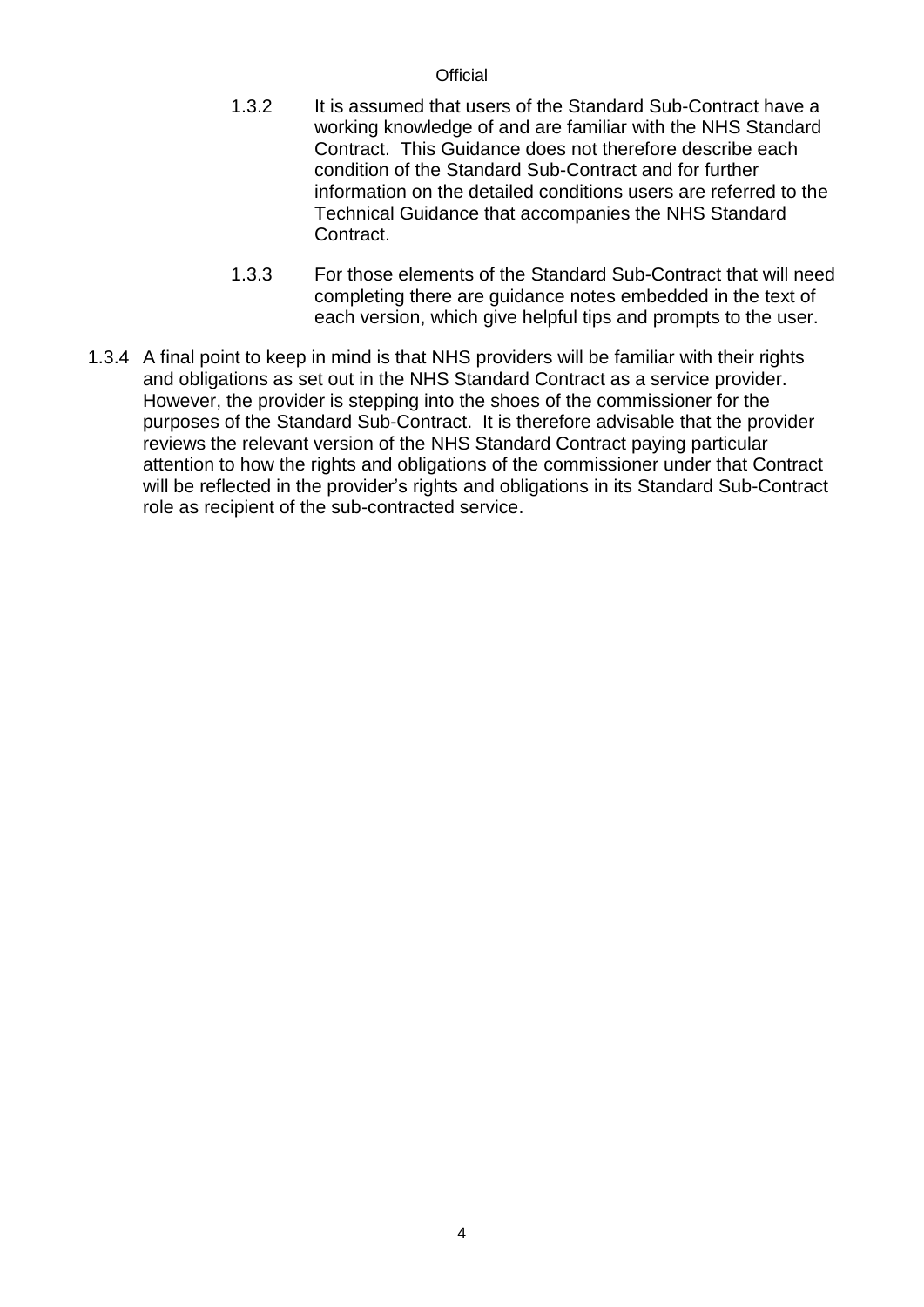1.3.2 It is assumed that users of the Standard Sub-Contract have a working knowledge of and are familiar with the NHS Standard Contract. This Guidance does not therefore describe each condition of the Standard Sub-Contract and for further information on the detailed conditions users are referred to the Technical Guidance that accompanies the NHS Standard Contract.

1.3.3 For those elements of the Standard Sub-Contract that will need completing there are guidance notes embedded in the text of each version, which give helpful tips and prompts to the user.

1.3.4 A final point to keep in mind is that NHS providers will be familiar with their rights and obligations as set out in the NHS Standard Contract as a service provider. However, the provider is stepping into the shoes of the commissioner for the purposes of the Standard Sub-Contract. It is therefore advisable that the provider reviews the relevant version of the NHS Standard Contract paying particular attention to how the rights and obligations of the commissioner under that Contract will be reflected in the provider's rights and obligations in its Standard Sub-Contract role as recipient of the sub-contracted service.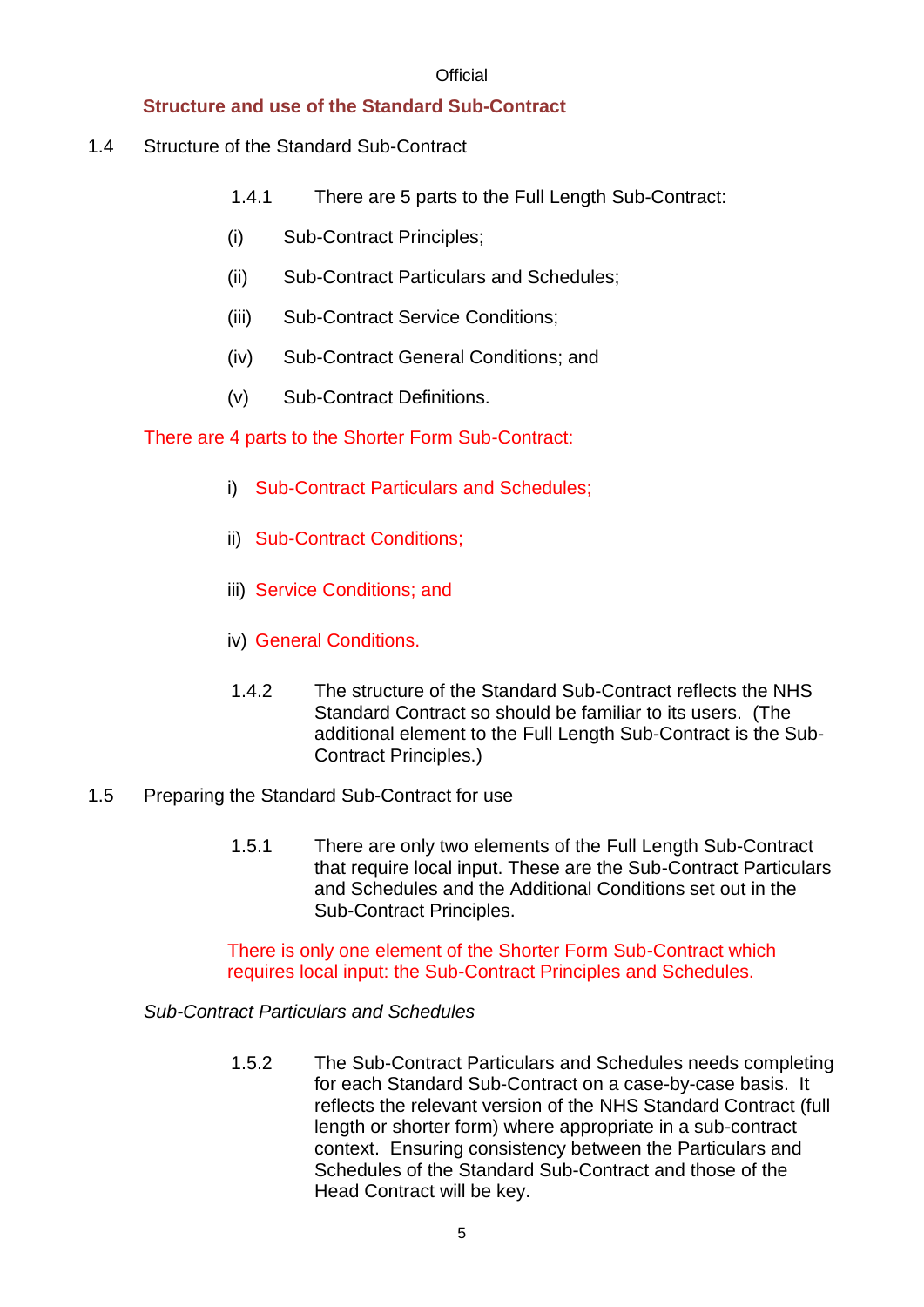## Structure and use of the Standard Sub-Contract

1.4 Structure of the Standard Sub-Contract

1.4.1 There are 5 parts to the Full Length Sub-Contract:

(i) Sub-Contract Principles;

(ii) Sub-Contract Particulars and Schedules;

(iii) Sub-Contract Service Conditions;

(iv) Sub-Contract General Conditions; and

(v) Sub-Contract Definitions.

There are 4 parts to the Shorter Form Sub-Contract:

i) Sub-Contract Particulars and Schedules;

ii) Sub-Contract Conditions;

iii) Service Conditions; and

iv) General Conditions.

1.4.2 The structure of the Standard Sub-Contract reflects the NHS Standard Contract so should be familiar to its users. (The additional element to the Full Length Sub-Contract is the Sub-Contract Principles.)

1.5 Preparing the Standard Sub-Contract for use

1.5.1 There are only two elements of the Full Length Sub-Contract that require local input. These are the Sub-Contract Particulars and Schedules and the Additional Conditions set out in the Sub-Contract Principles.

There is only one element of the Shorter Form Sub-Contract which requires local input: the Sub-Contract Principles and Schedules.

*Sub-Contract Particulars and Schedules*

1.5.2 The Sub-Contract Particulars and Schedules needs completing for each Standard Sub-Contract on a case-by-case basis. It reflects the relevant version of the NHS Standard Contract (full length or shorter form) where appropriate in a sub-contract context. Ensuring consistency between the Particulars and Schedules of the Standard Sub-Contract and those of the Head Contract will be key.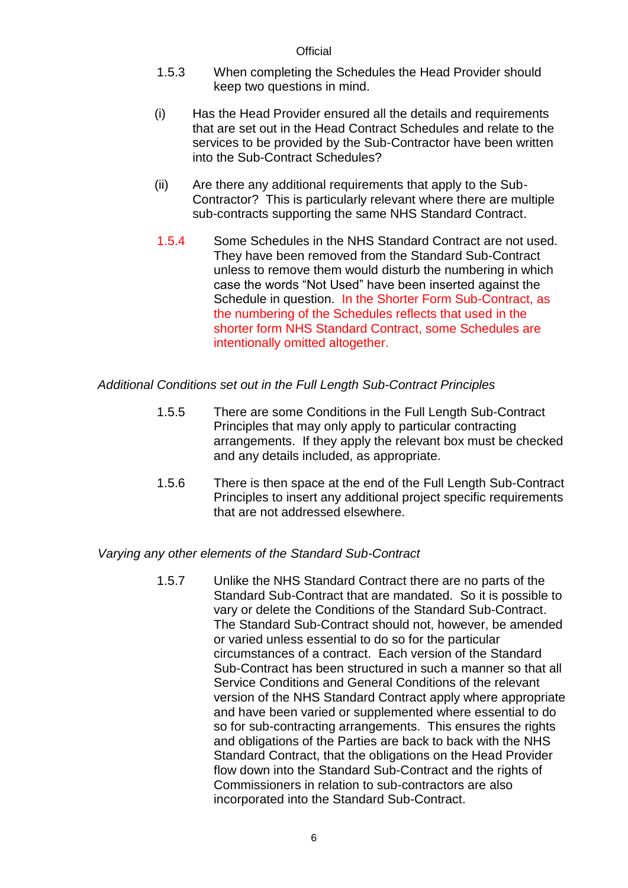1.5.3 When completing the Schedules the Head Provider should keep two questions in mind.

(i) Has the Head Provider ensured all the details and requirements that are set out in the Head Contract Schedules and relate to the services to be provided by the Sub-Contractor have been written into the Sub-Contract Schedules?

(ii) Are there any additional requirements that apply to the Sub-Contractor? This is particularly relevant where there are multiple sub-contracts supporting the same NHS Standard Contract.

1.5.4 Some Schedules in the NHS Standard Contract are not used. They have been removed from the Standard Sub-Contract unless to remove them would disturb the numbering in which case the words "Not Used" have been inserted against the Schedule in question. In the Shorter Form Sub-Contract, as the numbering of the Schedules reflects that used in the shorter form NHS Standard Contract, some Schedules are intentionally omitted altogether.

*Additional Conditions set out in the Full Length Sub-Contract Principles*

1.5.5 There are some Conditions in the Full Length Sub-Contract Principles that may only apply to particular contracting arrangements. If they apply the relevant box must be checked and any details included, as appropriate.

1.5.6 There is then space at the end of the Full Length Sub-Contract Principles to insert any additional project specific requirements that are not addressed elsewhere.

*Varying any other elements of the Standard Sub-Contract*

1.5.7 Unlike the NHS Standard Contract there are no parts of the Standard Sub-Contract that are mandated. So it is possible to vary or delete the Conditions of the Standard Sub-Contract. The Standard Sub-Contract should not, however, be amended or varied unless essential to do so for the particular circumstances of a contract. Each version of the Standard Sub-Contract has been structured in such a manner so that all Service Conditions and General Conditions of the relevant version of the NHS Standard Contract apply where appropriate and have been varied or supplemented where essential to do so for sub-contracting arrangements. This ensures the rights and obligations of the Parties are back to back with the NHS Standard Contract, that the obligations on the Head Provider flow down into the Standard Sub-Contract and the rights of Commissioners in relation to sub-contractors are also incorporated into the Standard Sub-Contract.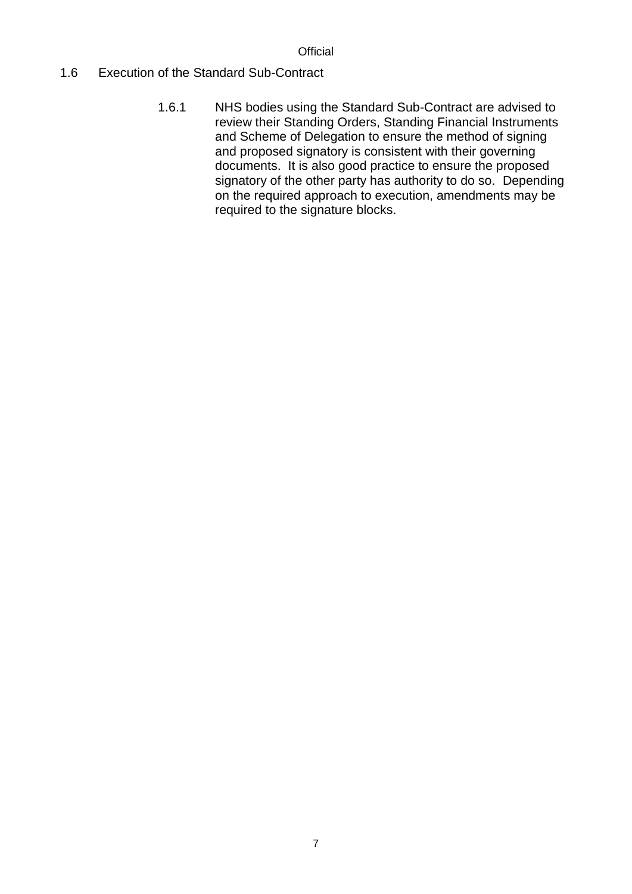## 1.6 Execution of the Standard Sub-Contract

1.6.1 NHS bodies using the Standard Sub-Contract are advised to review their Standing Orders, Standing Financial Instruments and Scheme of Delegation to ensure the method of signing and proposed signatory is consistent with their governing documents. It is also good practice to ensure the proposed signatory of the other party has authority to do so. Depending on the required approach to execution, amendments may be required to the signature blocks.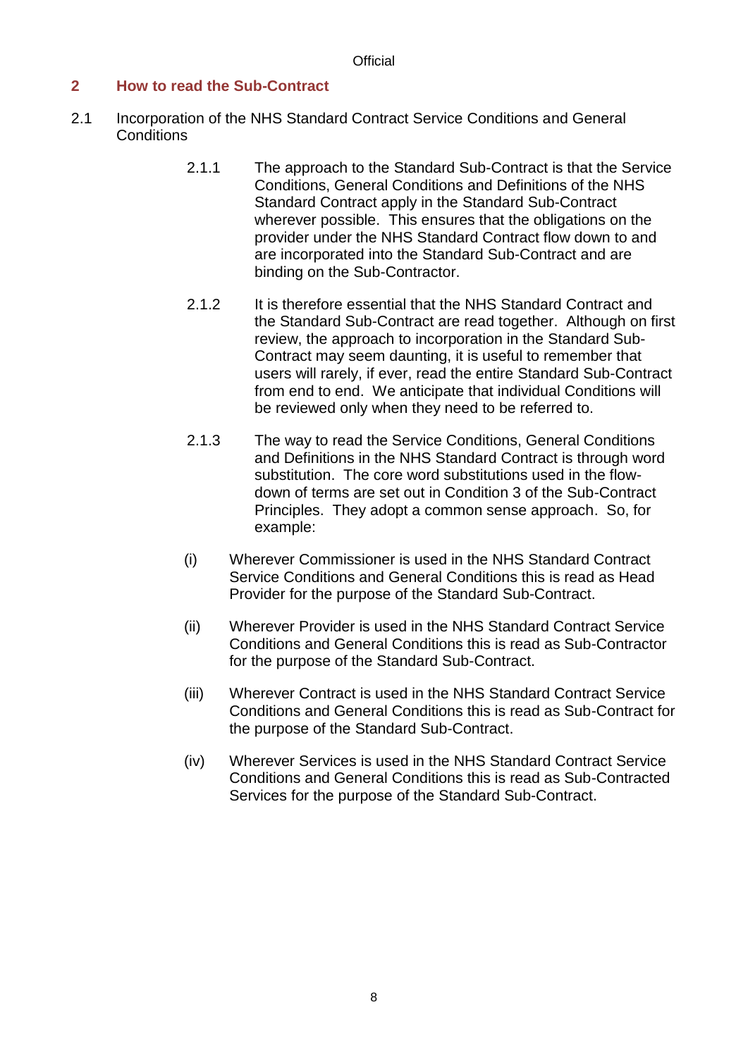## 2 How to read the Sub-Contract

2.1 Incorporation of the NHS Standard Contract Service Conditions and General Conditions

2.1.1 The approach to the Standard Sub-Contract is that the Service Conditions, General Conditions and Definitions of the NHS Standard Contract apply in the Standard Sub-Contract wherever possible. This ensures that the obligations on the provider under the NHS Standard Contract flow down to and are incorporated into the Standard Sub-Contract and are binding on the Sub-Contractor.

2.1.2 It is therefore essential that the NHS Standard Contract and the Standard Sub-Contract are read together. Although on first review, the approach to incorporation in the Standard Sub-Contract may seem daunting, it is useful to remember that users will rarely, if ever, read the entire Standard Sub-Contract from end to end. We anticipate that individual Conditions will be reviewed only when they need to be referred to.

2.1.3 The way to read the Service Conditions, General Conditions and Definitions in the NHS Standard Contract is through word substitution. The core word substitutions used in the flow-down of terms are set out in Condition 3 of the Sub-Contract Principles. They adopt a common sense approach. So, for example:

(i) Wherever Commissioner is used in the NHS Standard Contract Service Conditions and General Conditions this is read as Head Provider for the purpose of the Standard Sub-Contract.

(ii) Wherever Provider is used in the NHS Standard Contract Service Conditions and General Conditions this is read as Sub-Contractor for the purpose of the Standard Sub-Contract.

(iii) Wherever Contract is used in the NHS Standard Contract Service Conditions and General Conditions this is read as Sub-Contract for the purpose of the Standard Sub-Contract.

(iv) Wherever Services is used in the NHS Standard Contract Service Conditions and General Conditions this is read as Sub-Contracted Services for the purpose of the Standard Sub-Contract.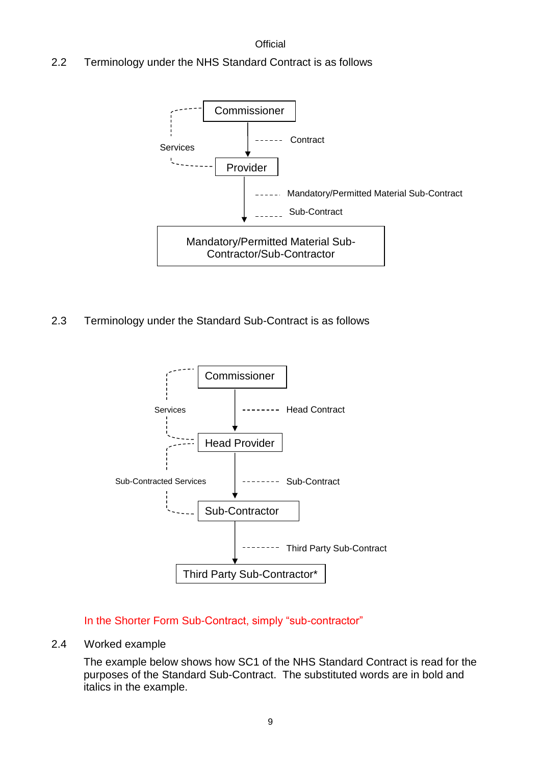2.2 Terminology under the NHS Standard Contract is as follows

Commissioner

Services ------ Contract

Provider

------ Mandatory/Permitted Material Sub-Contract

------ Sub-Contract

Mandatory/Permitted Material Sub-Contractor/Sub-Contractor

2.3 Terminology under the Standard Sub-Contract is as follows

Commissioner

Services -------- Head Contract

Head Provider

Sub-Contracted Services -------- Sub-Contract

Sub-Contractor

-------- Third Party Sub-Contract

Third Party Sub-Contractor*

In the Shorter Form Sub-Contract, simply "sub-contractor"

2.4 Worked example

The example below shows how SC1 of the NHS Standard Contract is read for the purposes of the Standard Sub-Contract. The substituted words are in bold and italics in the example.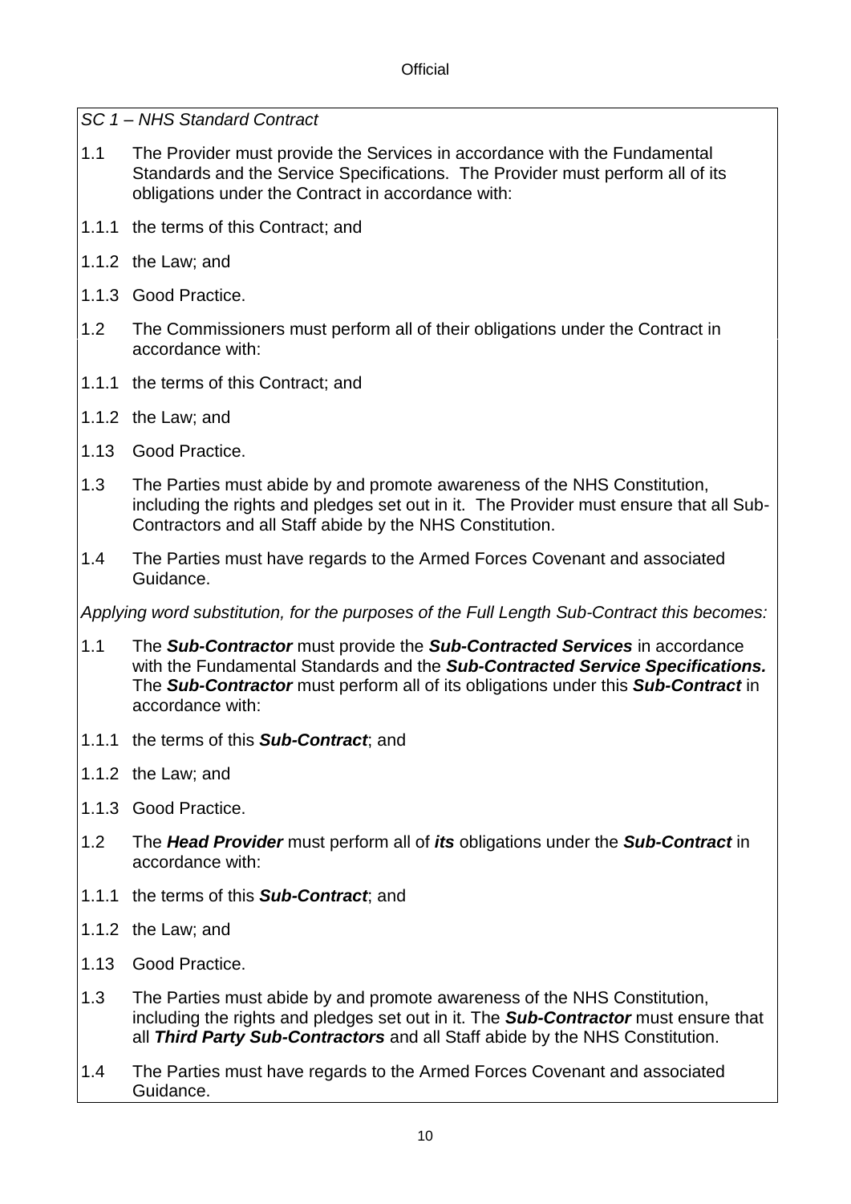*SC 1 – NHS Standard Contract*

1.1 The Provider must provide the Services in accordance with the Fundamental Standards and the Service Specifications. The Provider must perform all of its obligations under the Contract in accordance with:

1.1.1 the terms of this Contract; and

1.1.2 the Law; and

1.1.3 Good Practice.

1.2 The Commissioners must perform all of their obligations under the Contract in accordance with:

1.1.1 the terms of this Contract; and

1.1.2 the Law; and

1.13 Good Practice.

1.3 The Parties must abide by and promote awareness of the NHS Constitution, including the rights and pledges set out in it. The Provider must ensure that all Sub-Contractors and all Staff abide by the NHS Constitution.

1.4 The Parties must have regards to the Armed Forces Covenant and associated Guidance.

*Applying word substitution, for the purposes of the Full Length Sub-Contract this becomes:*

1.1 The ***Sub-Contractor*** must provide the ***Sub-Contracted Services*** in accordance with the Fundamental Standards and the ***Sub-Contracted Service Specifications.*** The ***Sub-Contractor*** must perform all of its obligations under this ***Sub-Contract*** in accordance with:

1.1.1 the terms of this ***Sub-Contract***; and

1.1.2 the Law; and

1.1.3 Good Practice.

1.2 The ***Head Provider*** must perform all of ***its*** obligations under the ***Sub-Contract*** in accordance with:

1.1.1 the terms of this ***Sub-Contract***; and

1.1.2 the Law; and

1.13 Good Practice.

1.3 The Parties must abide by and promote awareness of the NHS Constitution, including the rights and pledges set out in it. The ***Sub-Contractor*** must ensure that all ***Third Party Sub-Contractors*** and all Staff abide by the NHS Constitution.

1.4 The Parties must have regards to the Armed Forces Covenant and associated Guidance.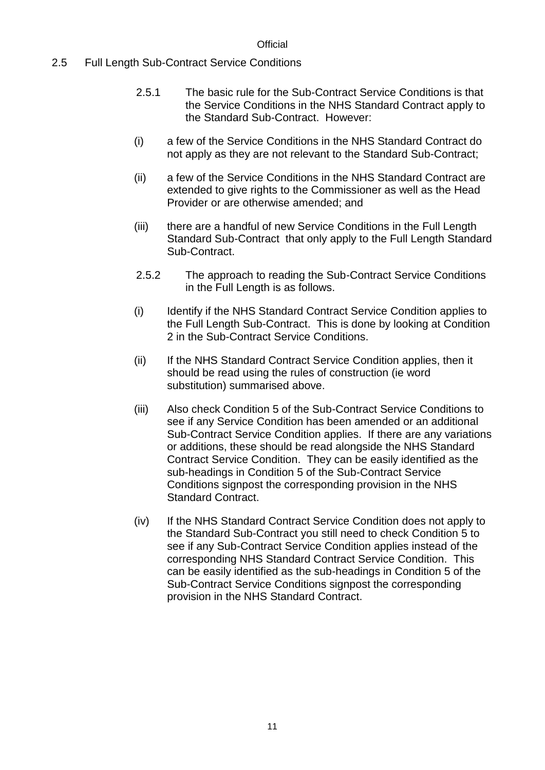## 2.5 Full Length Sub-Contract Service Conditions

2.5.1 The basic rule for the Sub-Contract Service Conditions is that the Service Conditions in the NHS Standard Contract apply to the Standard Sub-Contract. However:

(i) a few of the Service Conditions in the NHS Standard Contract do not apply as they are not relevant to the Standard Sub-Contract;

(ii) a few of the Service Conditions in the NHS Standard Contract are extended to give rights to the Commissioner as well as the Head Provider or are otherwise amended; and

(iii) there are a handful of new Service Conditions in the Full Length Standard Sub-Contract that only apply to the Full Length Standard Sub-Contract.

2.5.2 The approach to reading the Sub-Contract Service Conditions in the Full Length is as follows.

(i) Identify if the NHS Standard Contract Service Condition applies to the Full Length Sub-Contract. This is done by looking at Condition 2 in the Sub-Contract Service Conditions.

(ii) If the NHS Standard Contract Service Condition applies, then it should be read using the rules of construction (ie word substitution) summarised above.

(iii) Also check Condition 5 of the Sub-Contract Service Conditions to see if any Service Condition has been amended or an additional Sub-Contract Service Condition applies. If there are any variations or additions, these should be read alongside the NHS Standard Contract Service Condition. They can be easily identified as the sub-headings in Condition 5 of the Sub-Contract Service Conditions signpost the corresponding provision in the NHS Standard Contract.

(iv) If the NHS Standard Contract Service Condition does not apply to the Standard Sub-Contract you still need to check Condition 5 to see if any Sub-Contract Service Condition applies instead of the corresponding NHS Standard Contract Service Condition. This can be easily identified as the sub-headings in Condition 5 of the Sub-Contract Service Conditions signpost the corresponding provision in the NHS Standard Contract.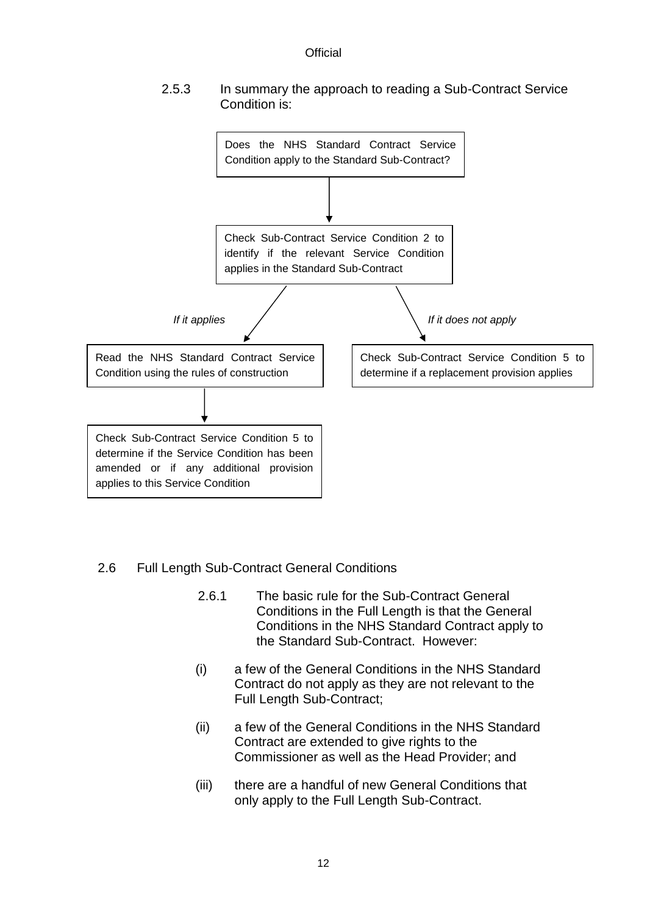2.5.3 In summary the approach to reading a Sub-Contract Service Condition is:

Does the NHS Standard Contract Service Condition apply to the Standard Sub-Contract?

↓

Check Sub-Contract Service Condition 2 to identify if the relevant Service Condition applies in the Standard Sub-Contract

*If it applies*

Read the NHS Standard Contract Service Condition using the rules of construction

↓

Check Sub-Contract Service Condition 5 to determine if the Service Condition has been amended or if any additional provision applies to this Service Condition

*If it does not apply*

Check Sub-Contract Service Condition 5 to determine if a replacement provision applies

## 2.6 Full Length Sub-Contract General Conditions

2.6.1 The basic rule for the Sub-Contract General Conditions in the Full Length is that the General Conditions in the NHS Standard Contract apply to the Standard Sub-Contract. However:

(i) a few of the General Conditions in the NHS Standard Contract do not apply as they are not relevant to the Full Length Sub-Contract;

(ii) a few of the General Conditions in the NHS Standard Contract are extended to give rights to the Commissioner as well as the Head Provider; and

(iii) there are a handful of new General Conditions that only apply to the Full Length Sub-Contract.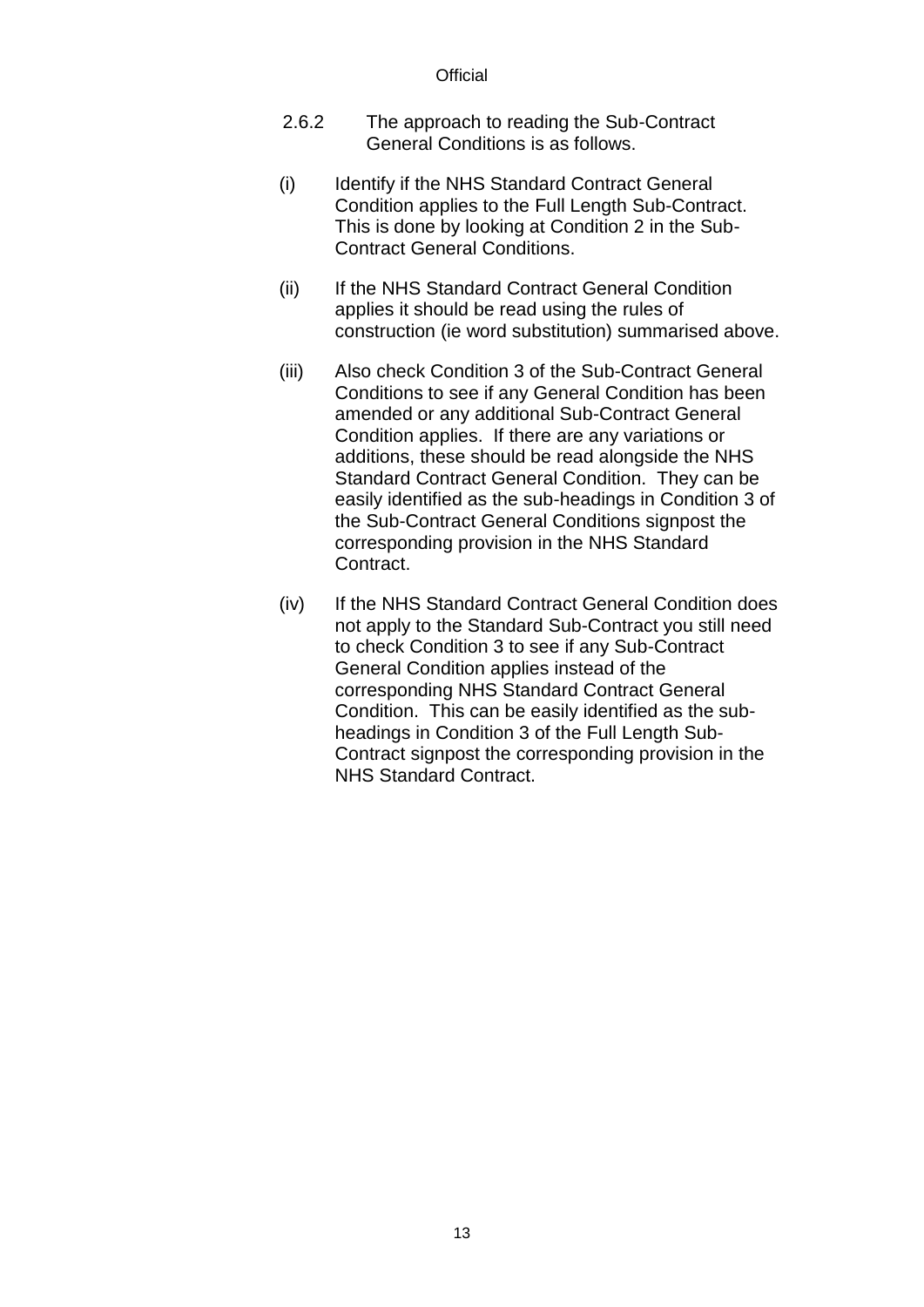2.6.2 The approach to reading the Sub-Contract General Conditions is as follows.

(i) Identify if the NHS Standard Contract General Condition applies to the Full Length Sub-Contract. This is done by looking at Condition 2 in the Sub-Contract General Conditions.

(ii) If the NHS Standard Contract General Condition applies it should be read using the rules of construction (ie word substitution) summarised above.

(iii) Also check Condition 3 of the Sub-Contract General Conditions to see if any General Condition has been amended or any additional Sub-Contract General Condition applies. If there are any variations or additions, these should be read alongside the NHS Standard Contract General Condition. They can be easily identified as the sub-headings in Condition 3 of the Sub-Contract General Conditions signpost the corresponding provision in the NHS Standard Contract.

(iv) If the NHS Standard Contract General Condition does not apply to the Standard Sub-Contract you still need to check Condition 3 to see if any Sub-Contract General Condition applies instead of the corresponding NHS Standard Contract General Condition. This can be easily identified as the sub-headings in Condition 3 of the Full Length Sub-Contract signpost the corresponding provision in the NHS Standard Contract.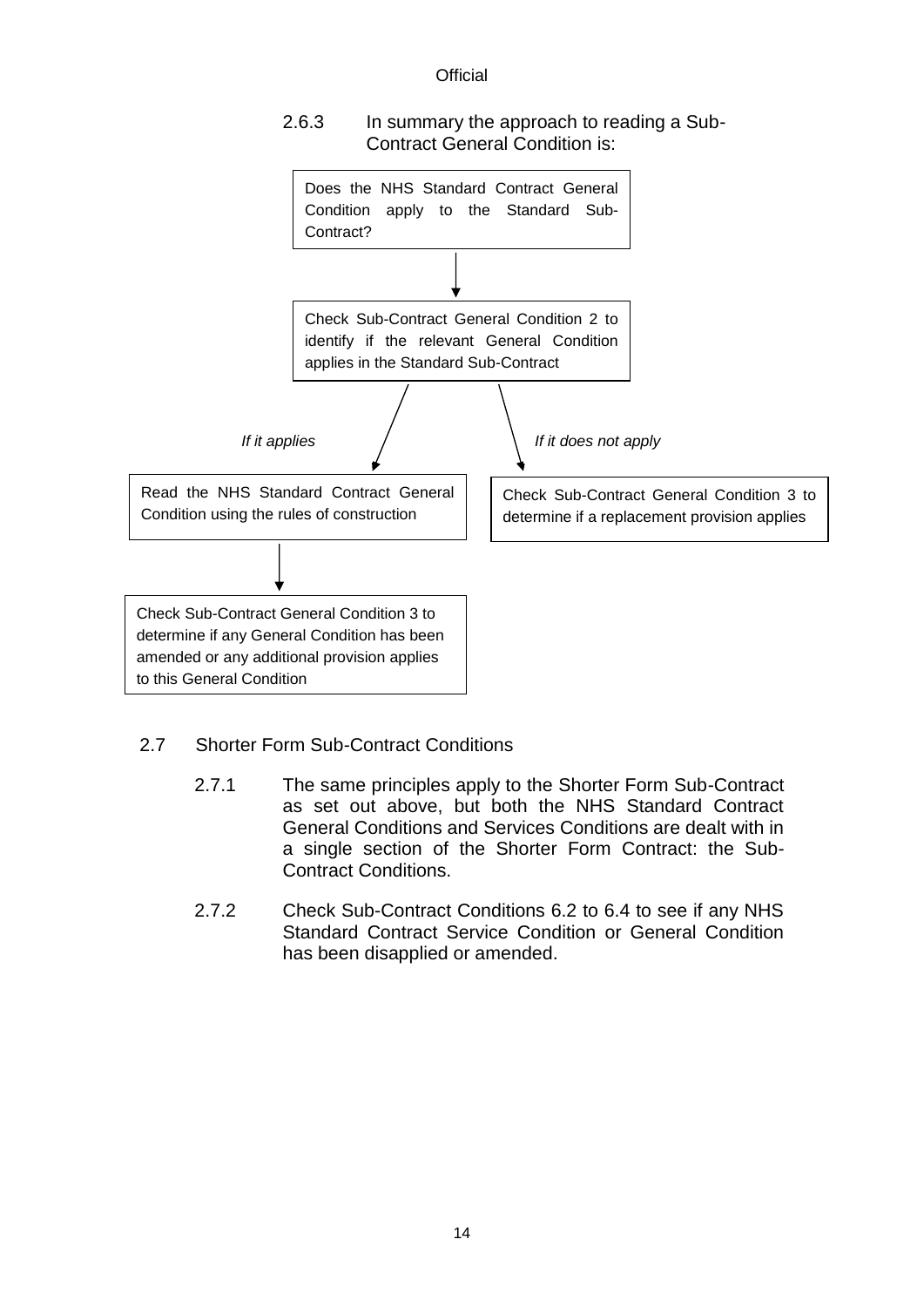2.6.3 In summary the approach to reading a Sub-Contract General Condition is:

Does the NHS Standard Contract General Condition apply to the Standard Sub-Contract?

↓

Check Sub-Contract General Condition 2 to identify if the relevant General Condition applies in the Standard Sub-Contract

*If it applies* → Read the NHS Standard Contract General Condition using the rules of construction

↓

Check Sub-Contract General Condition 3 to determine if any General Condition has been amended or any additional provision applies to this General Condition

*If it does not apply* → Check Sub-Contract General Condition 3 to determine if a replacement provision applies

## 2.7 Shorter Form Sub-Contract Conditions

2.7.1 The same principles apply to the Shorter Form Sub-Contract as set out above, but both the NHS Standard Contract General Conditions and Services Conditions are dealt with in a single section of the Shorter Form Contract: the Sub-Contract Conditions.

2.7.2 Check Sub-Contract Conditions 6.2 to 6.4 to see if any NHS Standard Contract Service Condition or General Condition has been disapplied or amended.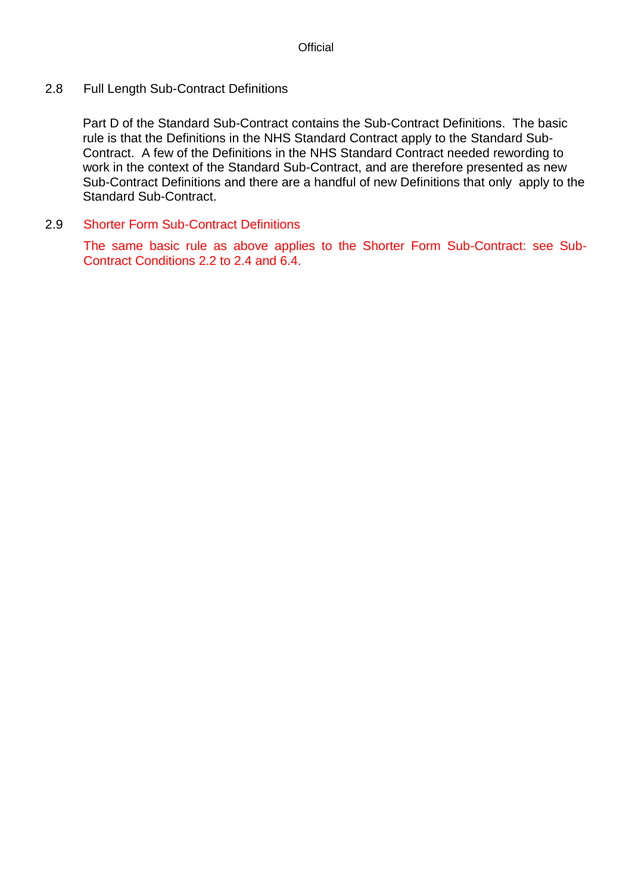### 2.8 Full Length Sub-Contract Definitions

Part D of the Standard Sub-Contract contains the Sub-Contract Definitions. The basic rule is that the Definitions in the NHS Standard Contract apply to the Standard Sub-Contract. A few of the Definitions in the NHS Standard Contract needed rewording to work in the context of the Standard Sub-Contract, and are therefore presented as new Sub-Contract Definitions and there are a handful of new Definitions that only apply to the Standard Sub-Contract.

### 2.9 Shorter Form Sub-Contract Definitions

The same basic rule as above applies to the Shorter Form Sub-Contract: see Sub-Contract Conditions 2.2 to 2.4 and 6.4.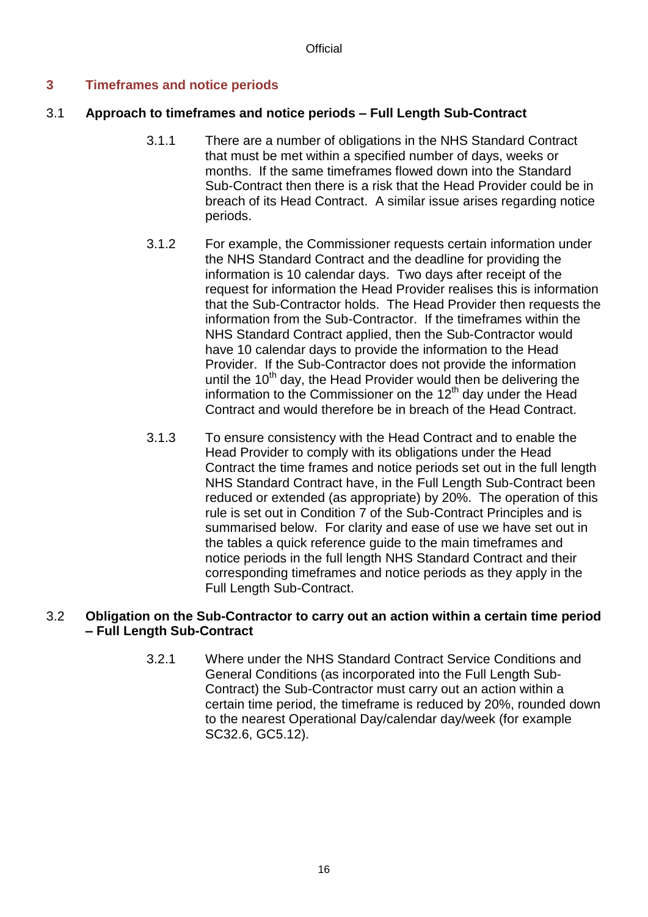## 3 Timeframes and notice periods

### 3.1 Approach to timeframes and notice periods – Full Length Sub-Contract

3.1.1 There are a number of obligations in the NHS Standard Contract that must be met within a specified number of days, weeks or months. If the same timeframes flowed down into the Standard Sub-Contract then there is a risk that the Head Provider could be in breach of its Head Contract. A similar issue arises regarding notice periods.

3.1.2 For example, the Commissioner requests certain information under the NHS Standard Contract and the deadline for providing the information is 10 calendar days. Two days after receipt of the request for information the Head Provider realises this is information that the Sub-Contractor holds. The Head Provider then requests the information from the Sub-Contractor. If the timeframes within the NHS Standard Contract applied, then the Sub-Contractor would have 10 calendar days to provide the information to the Head Provider. If the Sub-Contractor does not provide the information until the 10th day, the Head Provider would then be delivering the information to the Commissioner on the 12th day under the Head Contract and would therefore be in breach of the Head Contract.

3.1.3 To ensure consistency with the Head Contract and to enable the Head Provider to comply with its obligations under the Head Contract the time frames and notice periods set out in the full length NHS Standard Contract have, in the Full Length Sub-Contract been reduced or extended (as appropriate) by 20%. The operation of this rule is set out in Condition 7 of the Sub-Contract Principles and is summarised below. For clarity and ease of use we have set out in the tables a quick reference guide to the main timeframes and notice periods in the full length NHS Standard Contract and their corresponding timeframes and notice periods as they apply in the Full Length Sub-Contract.

### 3.2 Obligation on the Sub-Contractor to carry out an action within a certain time period – Full Length Sub-Contract

3.2.1 Where under the NHS Standard Contract Service Conditions and General Conditions (as incorporated into the Full Length Sub-Contract) the Sub-Contractor must carry out an action within a certain time period, the timeframe is reduced by 20%, rounded down to the nearest Operational Day/calendar day/week (for example SC32.6, GC5.12).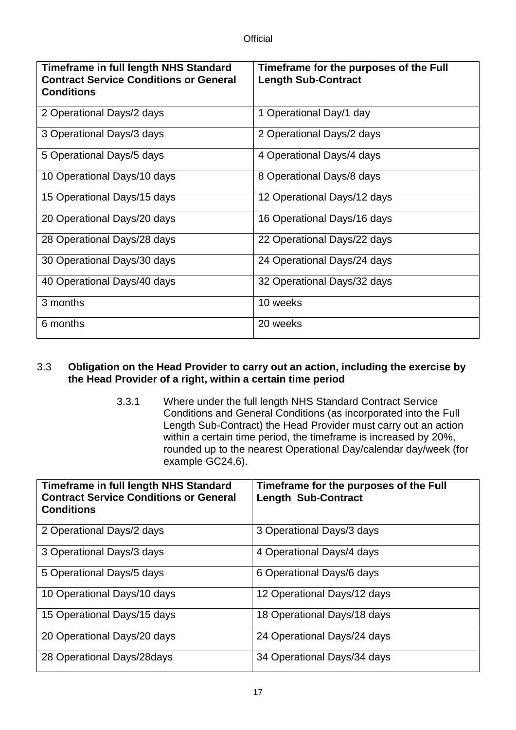| Timeframe in full length NHS Standard Contract Service Conditions or General Conditions | Timeframe for the purposes of the Full Length Sub-Contract |
|---|---|
| 2 Operational Days/2 days | 1 Operational Day/1 day |
| 3 Operational Days/3 days | 2 Operational Days/2 days |
| 5 Operational Days/5 days | 4 Operational Days/4 days |
| 10 Operational Days/10 days | 8 Operational Days/8 days |
| 15 Operational Days/15 days | 12 Operational Days/12 days |
| 20 Operational Days/20 days | 16 Operational Days/16 days |
| 28 Operational Days/28 days | 22 Operational Days/22 days |
| 30 Operational Days/30 days | 24 Operational Days/24 days |
| 40 Operational Days/40 days | 32 Operational Days/32 days |
| 3 months | 10 weeks |
| 6 months | 20 weeks |

### 3.3 Obligation on the Head Provider to carry out an action, including the exercise by the Head Provider of a right, within a certain time period

3.3.1 Where under the full length NHS Standard Contract Service Conditions and General Conditions (as incorporated into the Full Length Sub-Contract) the Head Provider must carry out an action within a certain time period, the timeframe is increased by 20%, rounded up to the nearest Operational Day/calendar day/week (for example GC24.6).

| Timeframe in full length NHS Standard Contract Service Conditions or General Conditions | Timeframe for the purposes of the Full Length Sub-Contract |
|---|---|
| 2 Operational Days/2 days | 3 Operational Days/3 days |
| 3 Operational Days/3 days | 4 Operational Days/4 days |
| 5 Operational Days/5 days | 6 Operational Days/6 days |
| 10 Operational Days/10 days | 12 Operational Days/12 days |
| 15 Operational Days/15 days | 18 Operational Days/18 days |
| 20 Operational Days/20 days | 24 Operational Days/24 days |
| 28 Operational Days/28days | 34 Operational Days/34 days |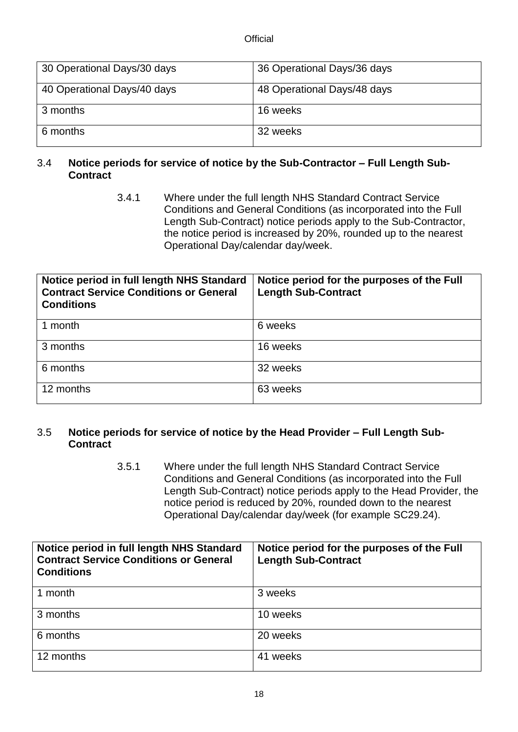| | |
|---|---|
| 30 Operational Days/30 days | 36 Operational Days/36 days |
| 40 Operational Days/40 days | 48 Operational Days/48 days |
| 3 months | 16 weeks |
| 6 months | 32 weeks |

### 3.4 Notice periods for service of notice by the Sub-Contractor – Full Length Sub-Contract

3.4.1 Where under the full length NHS Standard Contract Service Conditions and General Conditions (as incorporated into the Full Length Sub-Contract) notice periods apply to the Sub-Contractor, the notice period is increased by 20%, rounded up to the nearest Operational Day/calendar day/week.

| Notice period in full length NHS Standard Contract Service Conditions or General Conditions | Notice period for the purposes of the Full Length Sub-Contract |
|---|---|
| 1 month | 6 weeks |
| 3 months | 16 weeks |
| 6 months | 32 weeks |
| 12 months | 63 weeks |

### 3.5 Notice periods for service of notice by the Head Provider – Full Length Sub-Contract

3.5.1 Where under the full length NHS Standard Contract Service Conditions and General Conditions (as incorporated into the Full Length Sub-Contract) notice periods apply to the Head Provider, the notice period is reduced by 20%, rounded down to the nearest Operational Day/calendar day/week (for example SC29.24).

| Notice period in full length NHS Standard Contract Service Conditions or General Conditions | Notice period for the purposes of the Full Length Sub-Contract |
|---|---|
| 1 month | 3 weeks |
| 3 months | 10 weeks |
| 6 months | 20 weeks |
| 12 months | 41 weeks |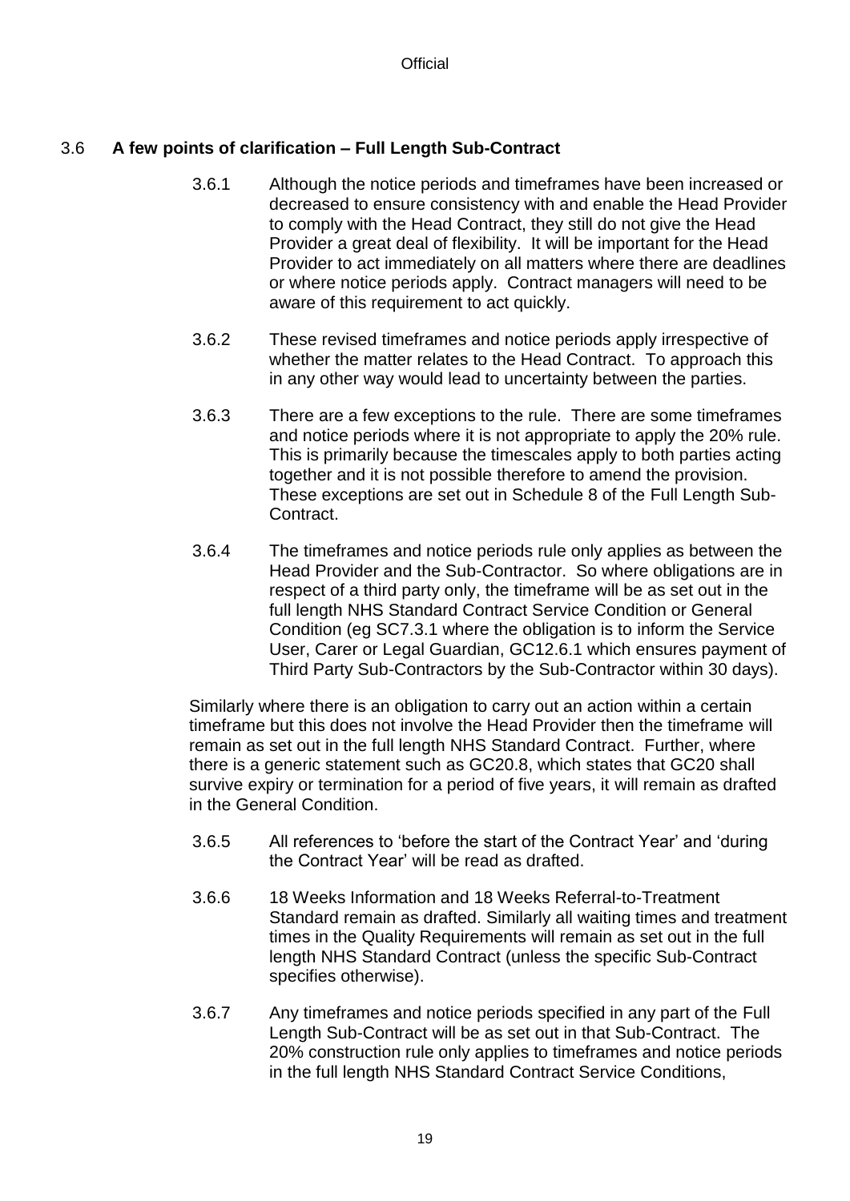### 3.6 A few points of clarification – Full Length Sub-Contract

3.6.1 Although the notice periods and timeframes have been increased or decreased to ensure consistency with and enable the Head Provider to comply with the Head Contract, they still do not give the Head Provider a great deal of flexibility. It will be important for the Head Provider to act immediately on all matters where there are deadlines or where notice periods apply. Contract managers will need to be aware of this requirement to act quickly.

3.6.2 These revised timeframes and notice periods apply irrespective of whether the matter relates to the Head Contract. To approach this in any other way would lead to uncertainty between the parties.

3.6.3 There are a few exceptions to the rule. There are some timeframes and notice periods where it is not appropriate to apply the 20% rule. This is primarily because the timescales apply to both parties acting together and it is not possible therefore to amend the provision. These exceptions are set out in Schedule 8 of the Full Length Sub-Contract.

3.6.4 The timeframes and notice periods rule only applies as between the Head Provider and the Sub-Contractor. So where obligations are in respect of a third party only, the timeframe will be as set out in the full length NHS Standard Contract Service Condition or General Condition (eg SC7.3.1 where the obligation is to inform the Service User, Carer or Legal Guardian, GC12.6.1 which ensures payment of Third Party Sub-Contractors by the Sub-Contractor within 30 days).

Similarly where there is an obligation to carry out an action within a certain timeframe but this does not involve the Head Provider then the timeframe will remain as set out in the full length NHS Standard Contract. Further, where there is a generic statement such as GC20.8, which states that GC20 shall survive expiry or termination for a period of five years, it will remain as drafted in the General Condition.

3.6.5 All references to 'before the start of the Contract Year' and 'during the Contract Year' will be read as drafted.

3.6.6 18 Weeks Information and 18 Weeks Referral-to-Treatment Standard remain as drafted. Similarly all waiting times and treatment times in the Quality Requirements will remain as set out in the full length NHS Standard Contract (unless the specific Sub-Contract specifies otherwise).

3.6.7 Any timeframes and notice periods specified in any part of the Full Length Sub-Contract will be as set out in that Sub-Contract. The 20% construction rule only applies to timeframes and notice periods in the full length NHS Standard Contract Service Conditions,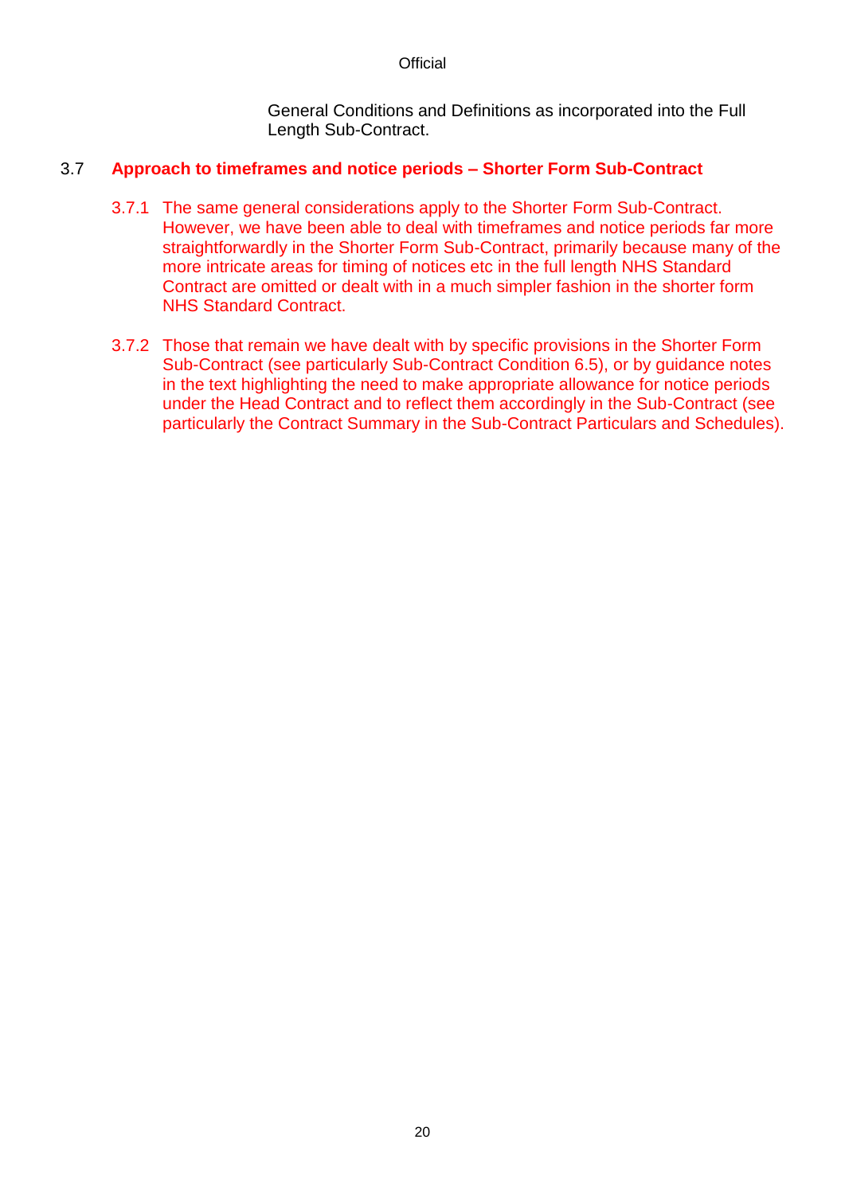General Conditions and Definitions as incorporated into the Full Length Sub-Contract.

## 3.7 Approach to timeframes and notice periods – Shorter Form Sub-Contract

3.7.1 The same general considerations apply to the Shorter Form Sub-Contract. However, we have been able to deal with timeframes and notice periods far more straightforwardly in the Shorter Form Sub-Contract, primarily because many of the more intricate areas for timing of notices etc in the full length NHS Standard Contract are omitted or dealt with in a much simpler fashion in the shorter form NHS Standard Contract.

3.7.2 Those that remain we have dealt with by specific provisions in the Shorter Form Sub-Contract (see particularly Sub-Contract Condition 6.5), or by guidance notes in the text highlighting the need to make appropriate allowance for notice periods under the Head Contract and to reflect them accordingly in the Sub-Contract (see particularly the Contract Summary in the Sub-Contract Particulars and Schedules).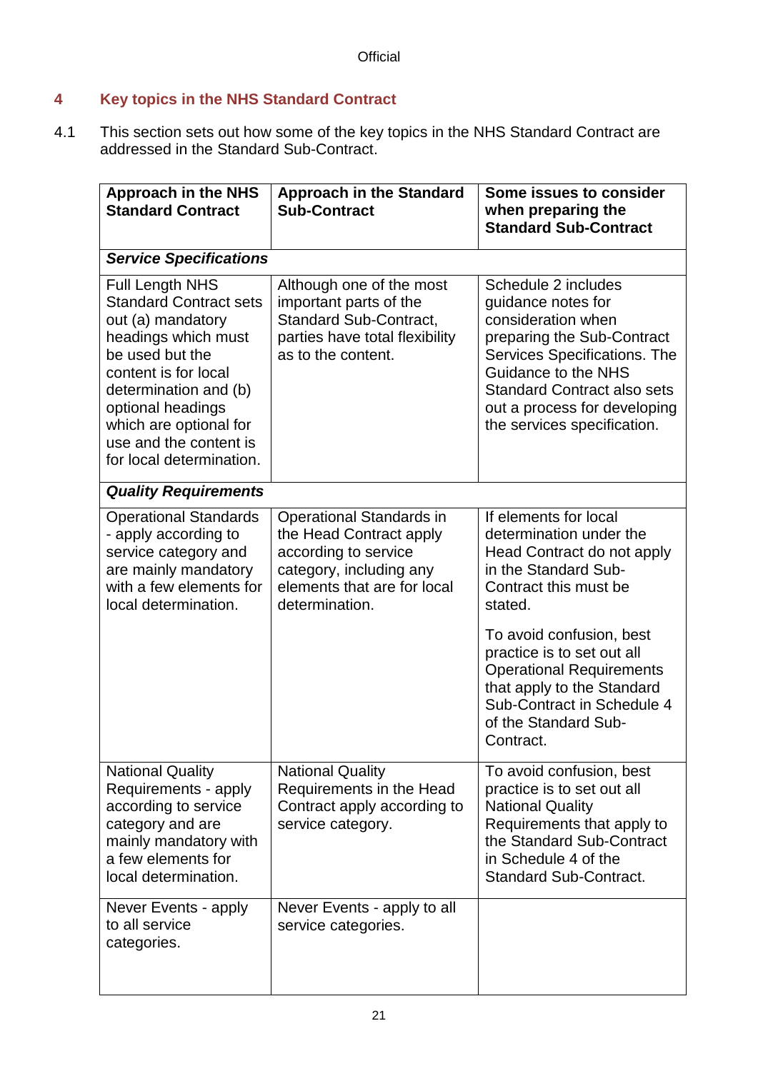## 4 Key topics in the NHS Standard Contract

4.1 This section sets out how some of the key topics in the NHS Standard Contract are addressed in the Standard Sub-Contract.

| Approach in the NHS Standard Contract | Approach in the Standard Sub-Contract | Some issues to consider when preparing the Standard Sub-Contract |
|---|---|---|
| ***Service Specifications*** | | |
| Full Length NHS Standard Contract sets out (a) mandatory headings which must be used but the content is for local determination and (b) optional headings which are optional for use and the content is for local determination. | Although one of the most important parts of the Standard Sub-Contract, parties have total flexibility as to the content. | Schedule 2 includes guidance notes for consideration when preparing the Sub-Contract Services Specifications. The Guidance to the NHS Standard Contract also sets out a process for developing the services specification. |
| ***Quality Requirements*** | | |
| Operational Standards - apply according to service category and are mainly mandatory with a few elements for local determination. | Operational Standards in the Head Contract apply according to service category, including any elements that are for local determination. | If elements for local determination under the Head Contract do not apply in the Standard Sub-Contract this must be stated.<br><br>To avoid confusion, best practice is to set out all Operational Requirements that apply to the Standard Sub-Contract in Schedule 4 of the Standard Sub-Contract. |
| National Quality Requirements - apply according to service category and mainly mandatory with a few elements for local determination. | National Quality Requirements in the Head Contract apply according to service category. | To avoid confusion, best practice is to set out all National Quality Requirements that apply to the Standard Sub-Contract in Schedule 4 of the Standard Sub-Contract. |
| Never Events - apply to all service categories. | Never Events - apply to all service categories. | |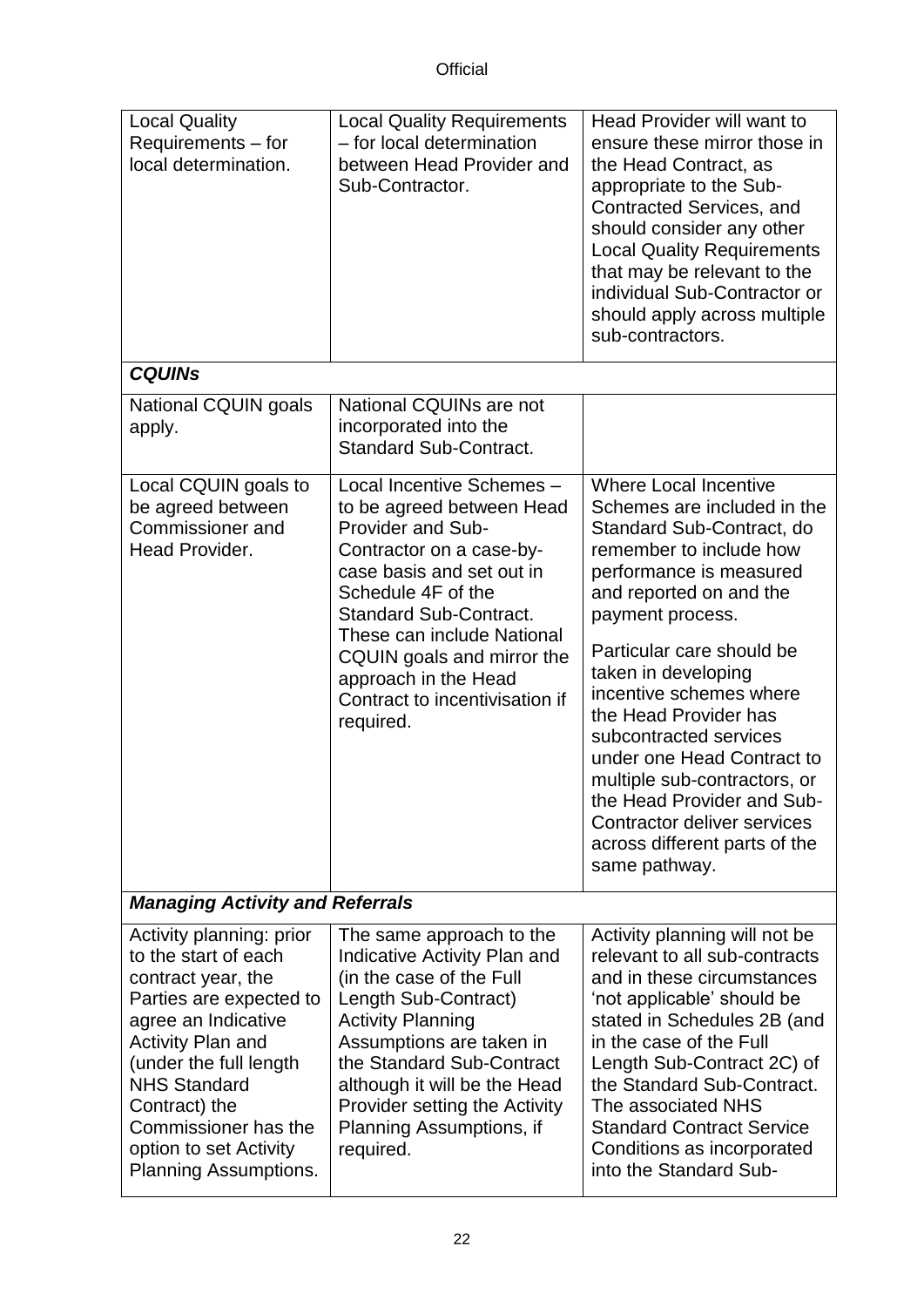| | | |
|---|---|---|
| Local Quality Requirements – for local determination. | Local Quality Requirements – for local determination between Head Provider and Sub-Contractor. | Head Provider will want to ensure these mirror those in the Head Contract, as appropriate to the Sub-Contracted Services, and should consider any other Local Quality Requirements that may be relevant to the individual Sub-Contractor or should apply across multiple sub-contractors. |
| ***CQUINs*** | | |
| National CQUIN goals apply. | National CQUINs are not incorporated into the Standard Sub-Contract. | |
| Local CQUIN goals to be agreed between Commissioner and Head Provider. | Local Incentive Schemes – to be agreed between Head Provider and Sub-Contractor on a case-by-case basis and set out in Schedule 4F of the Standard Sub-Contract. These can include National CQUIN goals and mirror the approach in the Head Contract to incentivisation if required. | Where Local Incentive Schemes are included in the Standard Sub-Contract, do remember to include how performance is measured and reported on and the payment process.<br><br>Particular care should be taken in developing incentive schemes where the Head Provider has subcontracted services under one Head Contract to multiple sub-contractors, or the Head Provider and Sub-Contractor deliver services across different parts of the same pathway. |
| ***Managing Activity and Referrals*** | | |
| Activity planning: prior to the start of each contract year, the Parties are expected to agree an Indicative Activity Plan and (under the full length NHS Standard Contract) the Commissioner has the option to set Activity Planning Assumptions. | The same approach to the Indicative Activity Plan and (in the case of the Full Length Sub-Contract) Activity Planning Assumptions are taken in the Standard Sub-Contract although it will be the Head Provider setting the Activity Planning Assumptions, if required. | Activity planning will not be relevant to all sub-contracts and in these circumstances 'not applicable' should be stated in Schedules 2B (and in the case of the Full Length Sub-Contract 2C) of the Standard Sub-Contract. The associated NHS Standard Contract Service Conditions as incorporated into the Standard Sub- |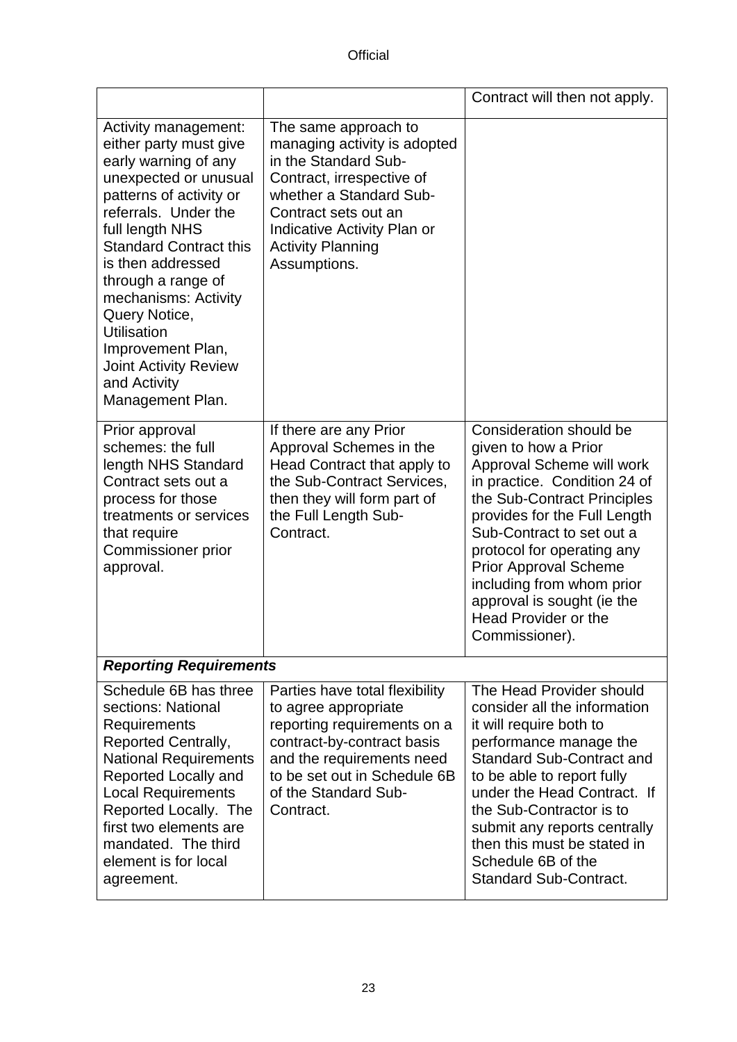| | | |
|---|---|---|
| | | Contract will then not apply. |
| Activity management: either party must give early warning of any unexpected or unusual patterns of activity or referrals. Under the full length NHS Standard Contract this is then addressed through a range of mechanisms: Activity Query Notice, Utilisation Improvement Plan, Joint Activity Review and Activity Management Plan. | The same approach to managing activity is adopted in the Standard Sub-Contract, irrespective of whether a Standard Sub-Contract sets out an Indicative Activity Plan or Activity Planning Assumptions. | |
| Prior approval schemes: the full length NHS Standard Contract sets out a process for those treatments or services that require Commissioner prior approval. | If there are any Prior Approval Schemes in the Head Contract that apply to the Sub-Contract Services, then they will form part of the Full Length Sub-Contract. | Consideration should be given to how a Prior Approval Scheme will work in practice. Condition 24 of the Sub-Contract Principles provides for the Full Length Sub-Contract to set out a protocol for operating any Prior Approval Scheme including from whom prior approval is sought (ie the Head Provider or the Commissioner). |
| ***Reporting Requirements*** | | |
| Schedule 6B has three sections: National Requirements Reported Centrally, National Requirements Reported Locally and Local Requirements Reported Locally. The first two elements are mandated. The third element is for local agreement. | Parties have total flexibility to agree appropriate reporting requirements on a contract-by-contract basis and the requirements need to be set out in Schedule 6B of the Standard Sub-Contract. | The Head Provider should consider all the information it will require both to performance manage the Standard Sub-Contract and to be able to report fully under the Head Contract. If the Sub-Contractor is to submit any reports centrally then this must be stated in Schedule 6B of the Standard Sub-Contract. |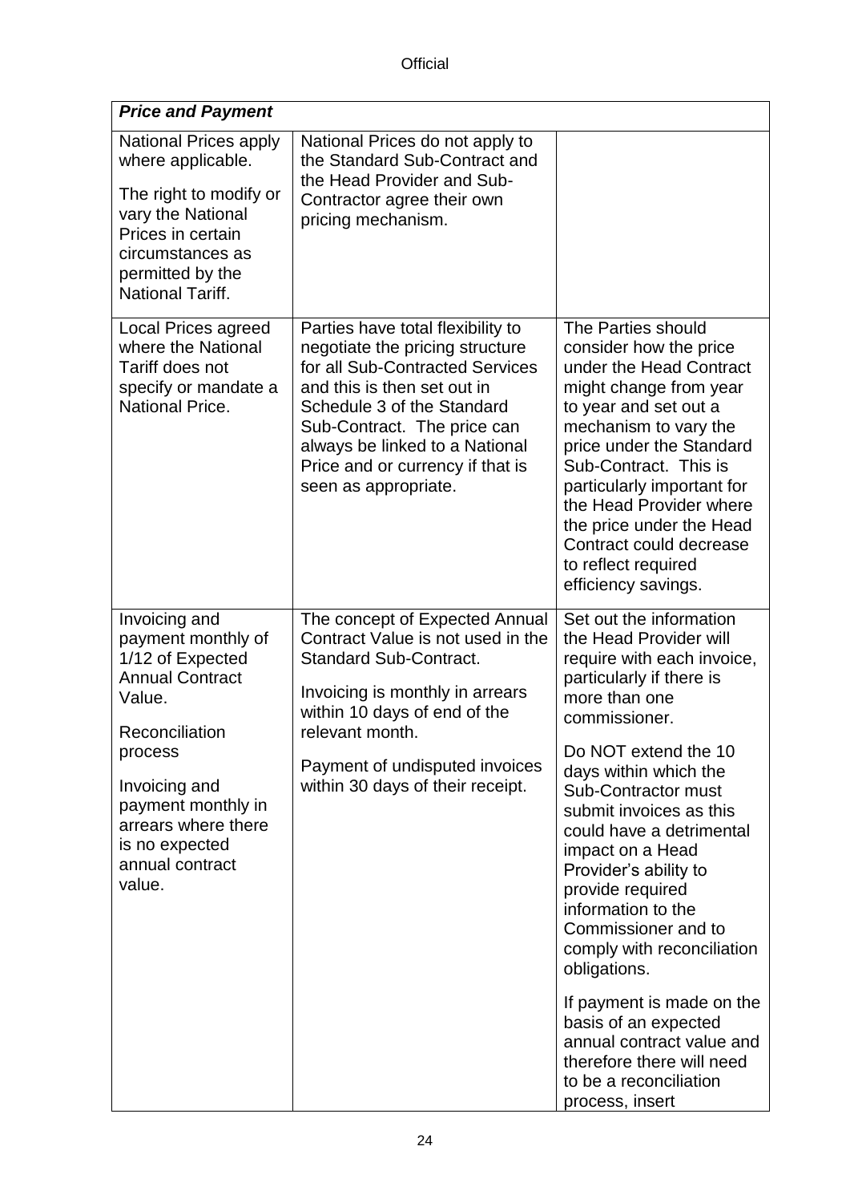| *Price and Payment* | | |
|---|---|---|
| National Prices apply where applicable.<br><br>The right to modify or vary the National Prices in certain circumstances as permitted by the National Tariff. | National Prices do not apply to the Standard Sub-Contract and the Head Provider and Sub-Contractor agree their own pricing mechanism. | |
| Local Prices agreed where the National Tariff does not specify or mandate a National Price. | Parties have total flexibility to negotiate the pricing structure for all Sub-Contracted Services and this is then set out in Schedule 3 of the Standard Sub-Contract. The price can always be linked to a National Price and or currency if that is seen as appropriate. | The Parties should consider how the price under the Head Contract might change from year to year and set out a mechanism to vary the price under the Standard Sub-Contract. This is particularly important for the Head Provider where the price under the Head Contract could decrease to reflect required efficiency savings. |
| Invoicing and payment monthly of 1/12 of Expected Annual Contract Value.<br><br>Reconciliation process<br><br>Invoicing and payment monthly in arrears where there is no expected annual contract value. | The concept of Expected Annual Contract Value is not used in the Standard Sub-Contract.<br><br>Invoicing is monthly in arrears within 10 days of end of the relevant month.<br><br>Payment of undisputed invoices within 30 days of their receipt. | Set out the information the Head Provider will require with each invoice, particularly if there is more than one commissioner.<br><br>Do NOT extend the 10 days within which the Sub-Contractor must submit invoices as this could have a detrimental impact on a Head Provider's ability to provide required information to the Commissioner and to comply with reconciliation obligations.<br><br>If payment is made on the basis of an expected annual contract value and therefore there will need to be a reconciliation process, insert |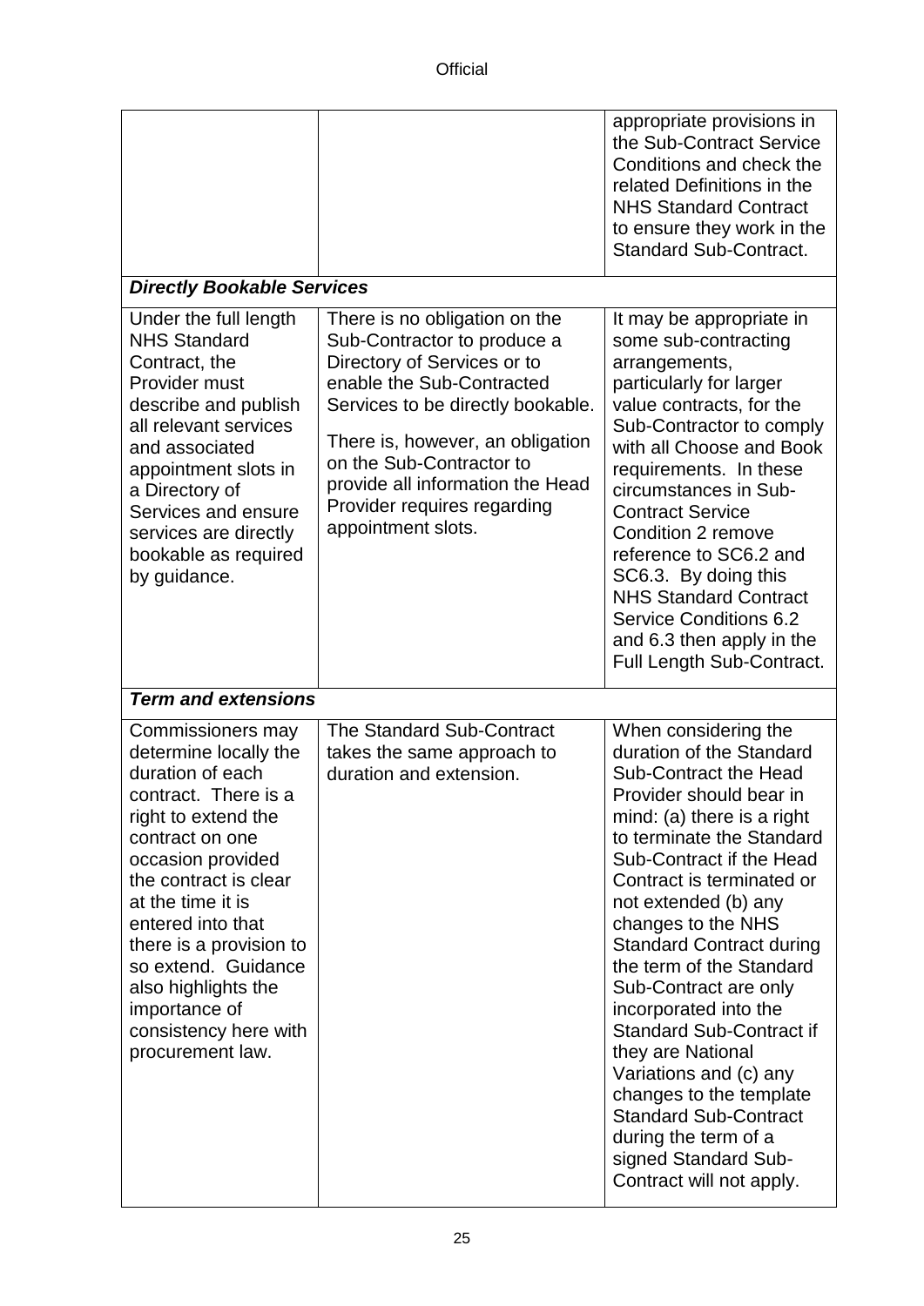| | | |
|---|---|---|
| | | appropriate provisions in the Sub-Contract Service Conditions and check the related Definitions in the NHS Standard Contract to ensure they work in the Standard Sub-Contract. |
| ***Directly Bookable Services*** | | |
| Under the full length NHS Standard Contract, the Provider must describe and publish all relevant services and associated appointment slots in a Directory of Services and ensure services are directly bookable as required by guidance. | There is no obligation on the Sub-Contractor to produce a Directory of Services or to enable the Sub-Contracted Services to be directly bookable.<br><br>There is, however, an obligation on the Sub-Contractor to provide all information the Head Provider requires regarding appointment slots. | It may be appropriate in some sub-contracting arrangements, particularly for larger value contracts, for the Sub-Contractor to comply with all Choose and Book requirements. In these circumstances in Sub-Contract Service Condition 2 remove reference to SC6.2 and SC6.3. By doing this NHS Standard Contract Service Conditions 6.2 and 6.3 then apply in the Full Length Sub-Contract. |
| ***Term and extensions*** | | |
| Commissioners may determine locally the duration of each contract. There is a right to extend the contract on one occasion provided the contract is clear at the time it is entered into that there is a provision to so extend. Guidance also highlights the importance of consistency here with procurement law. | The Standard Sub-Contract takes the same approach to duration and extension. | When considering the duration of the Standard Sub-Contract the Head Provider should bear in mind: (a) there is a right to terminate the Standard Sub-Contract if the Head Contract is terminated or not extended (b) any changes to the NHS Standard Contract during the term of the Standard Sub-Contract are only incorporated into the Standard Sub-Contract if they are National Variations and (c) any changes to the template Standard Sub-Contract during the term of a signed Standard Sub-Contract will not apply. |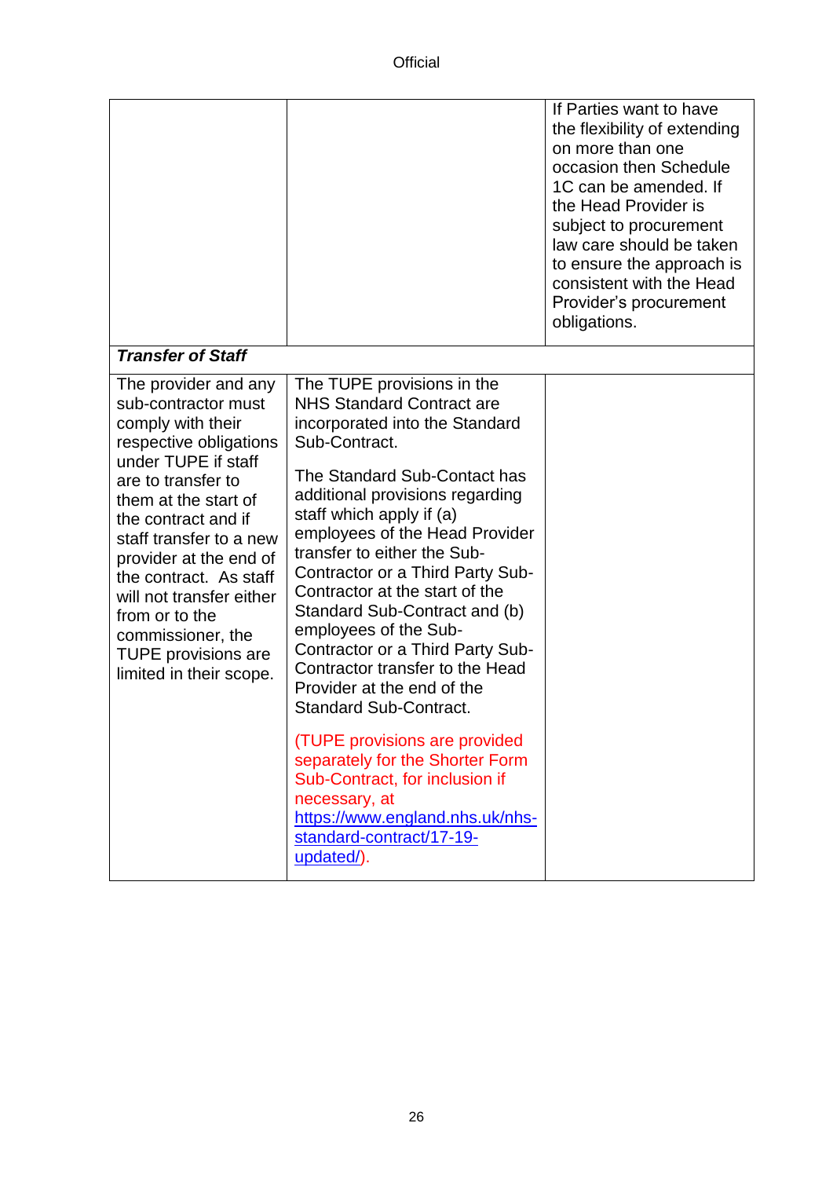| | | |
|---|---|---|
| | | If Parties want to have the flexibility of extending on more than one occasion then Schedule 1C can be amended. If the Head Provider is subject to procurement law care should be taken to ensure the approach is consistent with the Head Provider's procurement obligations. |
| ***Transfer of Staff*** | | |
| The provider and any sub-contractor must comply with their respective obligations under TUPE if staff are to transfer to them at the start of the contract and if staff transfer to a new provider at the end of the contract. As staff will not transfer either from or to the commissioner, the TUPE provisions are limited in their scope. | The TUPE provisions in the NHS Standard Contract are incorporated into the Standard Sub-Contract.<br><br>The Standard Sub-Contact has additional provisions regarding staff which apply if (a) employees of the Head Provider transfer to either the Sub-Contractor or a Third Party Sub-Contractor at the start of the Standard Sub-Contract and (b) employees of the Sub-Contractor or a Third Party Sub-Contractor transfer to the Head Provider at the end of the Standard Sub-Contract.<br><br>(TUPE provisions are provided separately for the Shorter Form Sub-Contract, for inclusion if necessary, at https://www.england.nhs.uk/nhs-standard-contract/17-19-updated/). | |